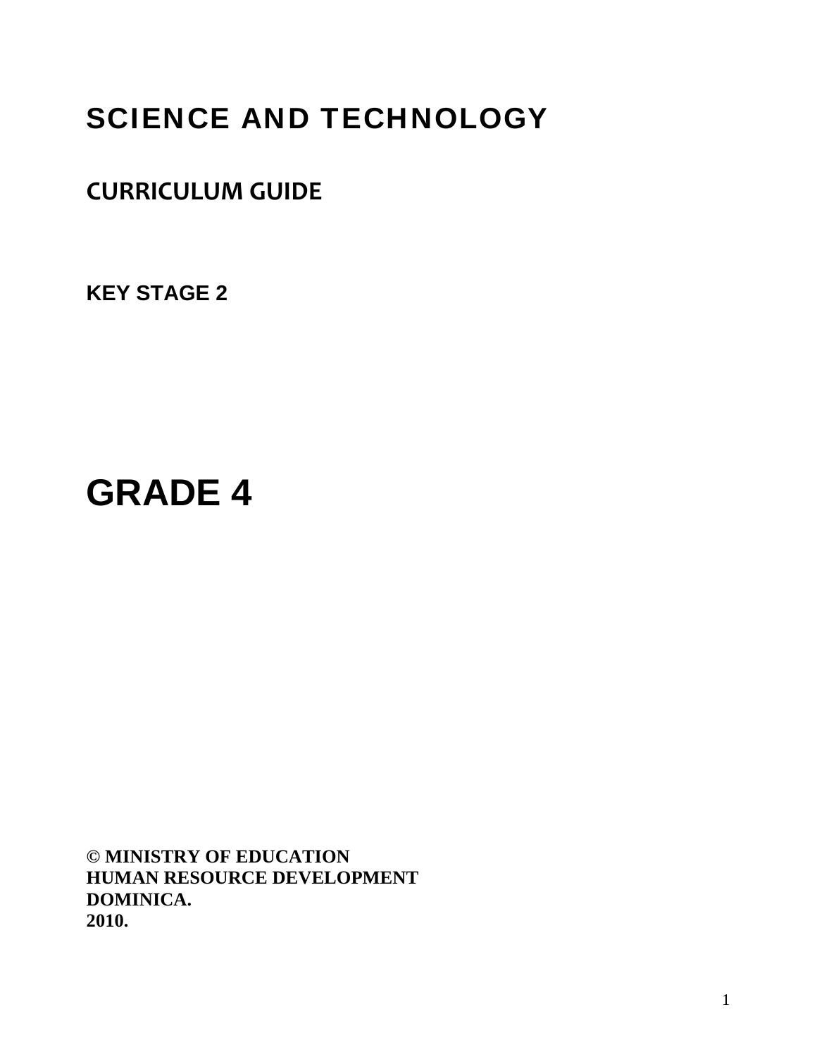# SCIENCE AND TECHNOLOGY

## CURRICULUM GUIDE

**KEY STAGE 2**

# GRADE 4

**© MINISTRY OF EDUCATION**
**HUMAN RESOURCE DEVELOPMENT**
**DOMINICA.**
**2010.**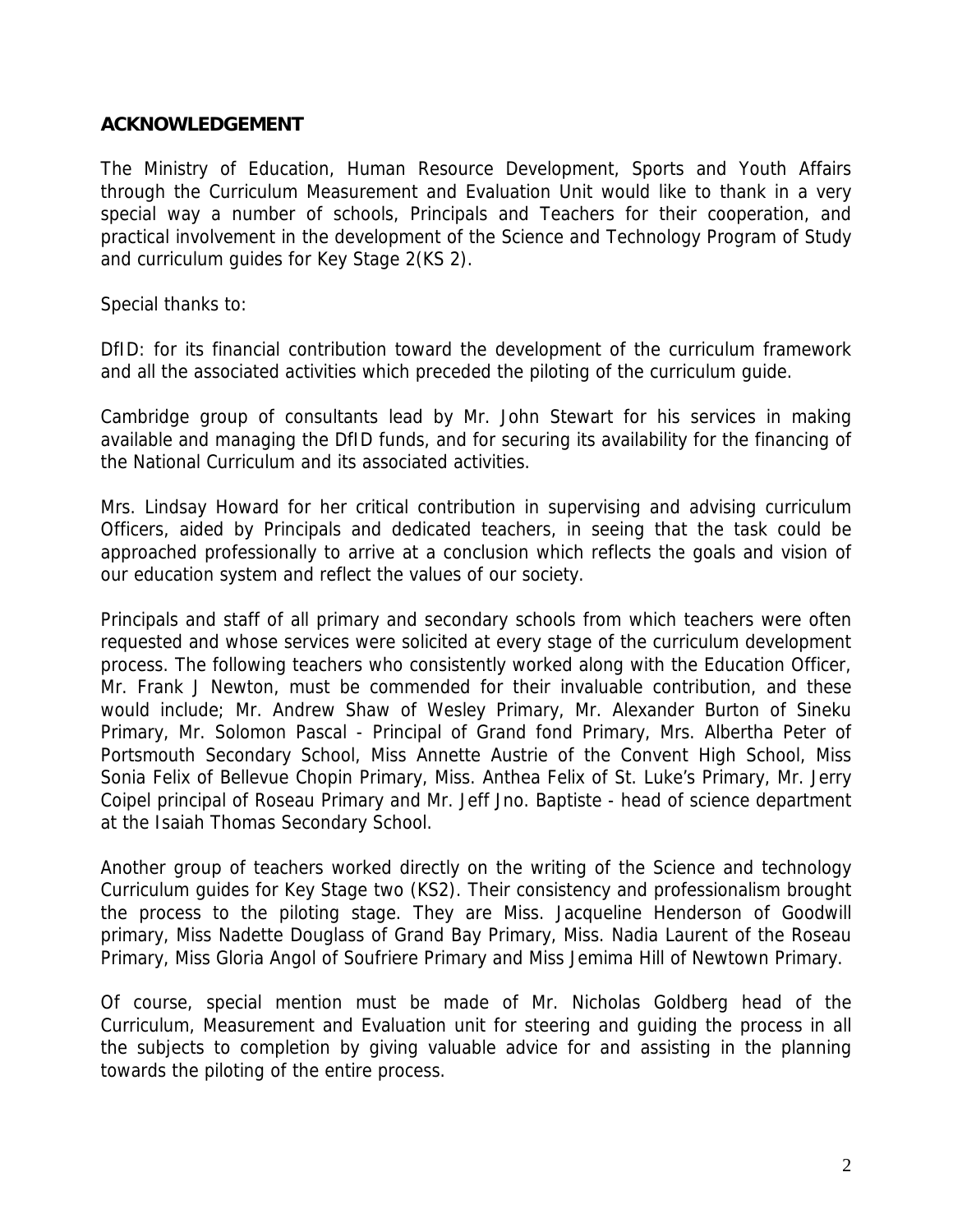## ACKNOWLEDGEMENT

The Ministry of Education, Human Resource Development, Sports and Youth Affairs through the Curriculum Measurement and Evaluation Unit would like to thank in a very special way a number of schools, Principals and Teachers for their cooperation, and practical involvement in the development of the Science and Technology Program of Study and curriculum guides for Key Stage 2(KS 2).

Special thanks to:

DfID: for its financial contribution toward the development of the curriculum framework and all the associated activities which preceded the piloting of the curriculum guide.

Cambridge group of consultants lead by Mr. John Stewart for his services in making available and managing the DfID funds, and for securing its availability for the financing of the National Curriculum and its associated activities.

Mrs. Lindsay Howard for her critical contribution in supervising and advising curriculum Officers, aided by Principals and dedicated teachers, in seeing that the task could be approached professionally to arrive at a conclusion which reflects the goals and vision of our education system and reflect the values of our society.

Principals and staff of all primary and secondary schools from which teachers were often requested and whose services were solicited at every stage of the curriculum development process. The following teachers who consistently worked along with the Education Officer, Mr. Frank J Newton, must be commended for their invaluable contribution, and these would include; Mr. Andrew Shaw of Wesley Primary, Mr. Alexander Burton of Sineku Primary, Mr. Solomon Pascal - Principal of Grand fond Primary, Mrs. Albertha Peter of Portsmouth Secondary School, Miss Annette Austrie of the Convent High School, Miss Sonia Felix of Bellevue Chopin Primary, Miss. Anthea Felix of St. Luke's Primary, Mr. Jerry Coipel principal of Roseau Primary and Mr. Jeff Jno. Baptiste - head of science department at the Isaiah Thomas Secondary School.

Another group of teachers worked directly on the writing of the Science and technology Curriculum guides for Key Stage two (KS2). Their consistency and professionalism brought the process to the piloting stage. They are Miss. Jacqueline Henderson of Goodwill primary, Miss Nadette Douglass of Grand Bay Primary, Miss. Nadia Laurent of the Roseau Primary, Miss Gloria Angol of Soufriere Primary and Miss Jemima Hill of Newtown Primary.

Of course, special mention must be made of Mr. Nicholas Goldberg head of the Curriculum, Measurement and Evaluation unit for steering and guiding the process in all the subjects to completion by giving valuable advice for and assisting in the planning towards the piloting of the entire process.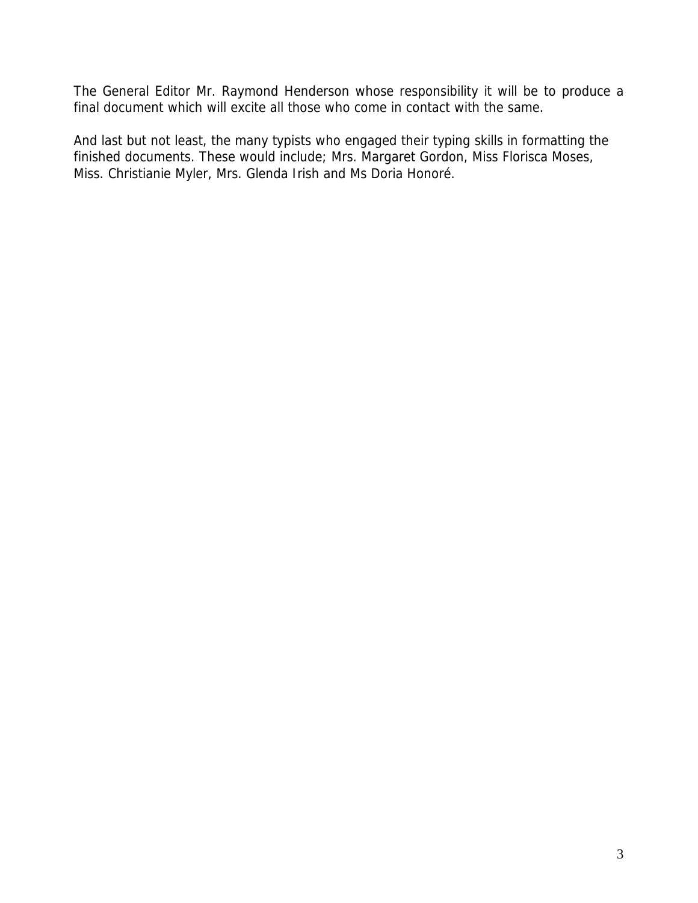The General Editor Mr. Raymond Henderson whose responsibility it will be to produce a final document which will excite all those who come in contact with the same.

And last but not least, the many typists who engaged their typing skills in formatting the finished documents. These would include; Mrs. Margaret Gordon, Miss Florisca Moses, Miss. Christianie Myler, Mrs. Glenda Irish and Ms Doria Honoré.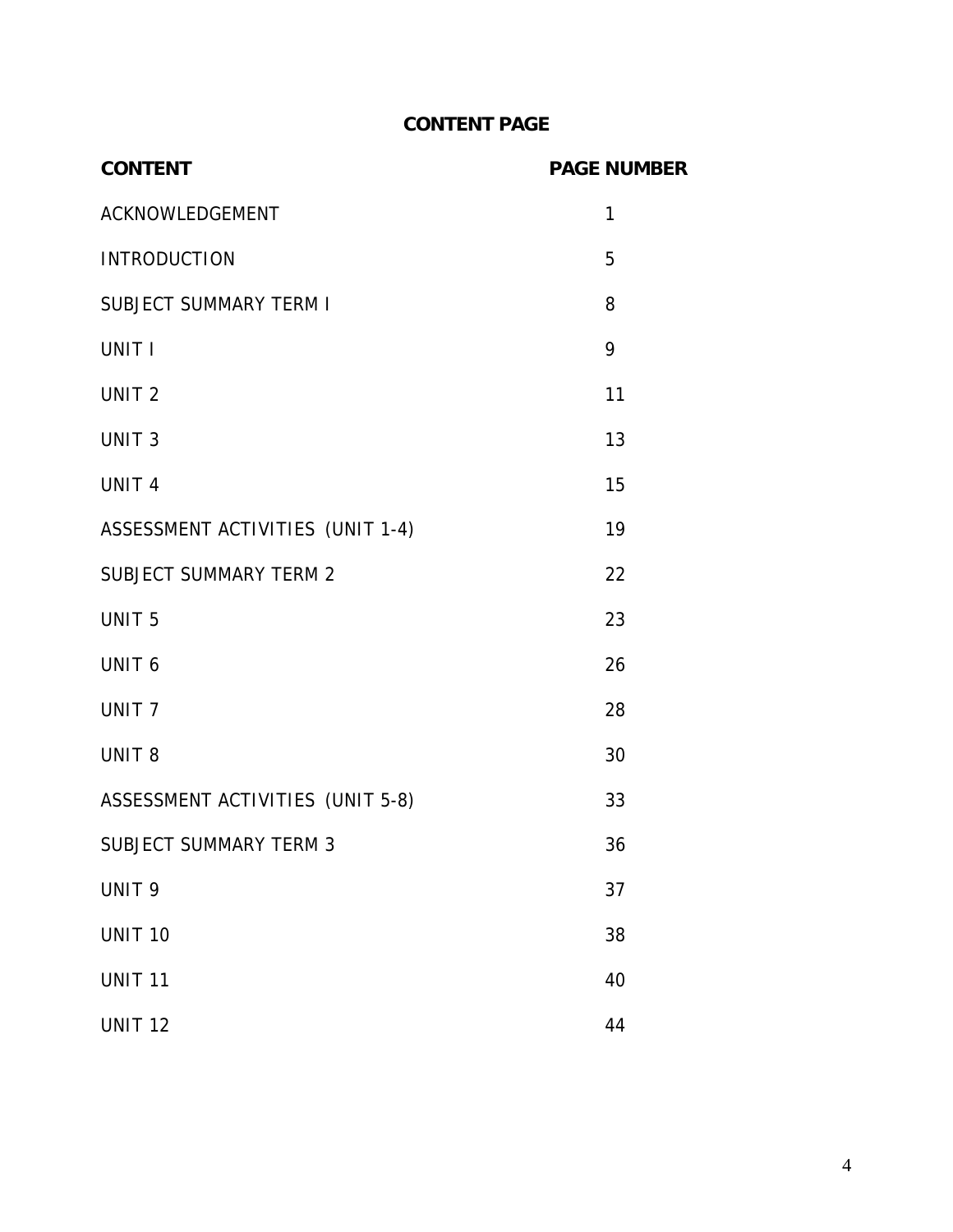# CONTENT PAGE

| CONTENT | PAGE NUMBER |
|---|---|
| ACKNOWLEDGEMENT | 1 |
| INTRODUCTION | 5 |
| SUBJECT SUMMARY TERM I | 8 |
| UNIT I | 9 |
| UNIT 2 | 11 |
| UNIT 3 | 13 |
| UNIT 4 | 15 |
| ASSESSMENT ACTIVITIES (UNIT 1-4) | 19 |
| SUBJECT SUMMARY TERM 2 | 22 |
| UNIT 5 | 23 |
| UNIT 6 | 26 |
| UNIT 7 | 28 |
| UNIT 8 | 30 |
| ASSESSMENT ACTIVITIES (UNIT 5-8) | 33 |
| SUBJECT SUMMARY TERM 3 | 36 |
| UNIT 9 | 37 |
| UNIT 10 | 38 |
| UNIT 11 | 40 |
| UNIT 12 | 44 |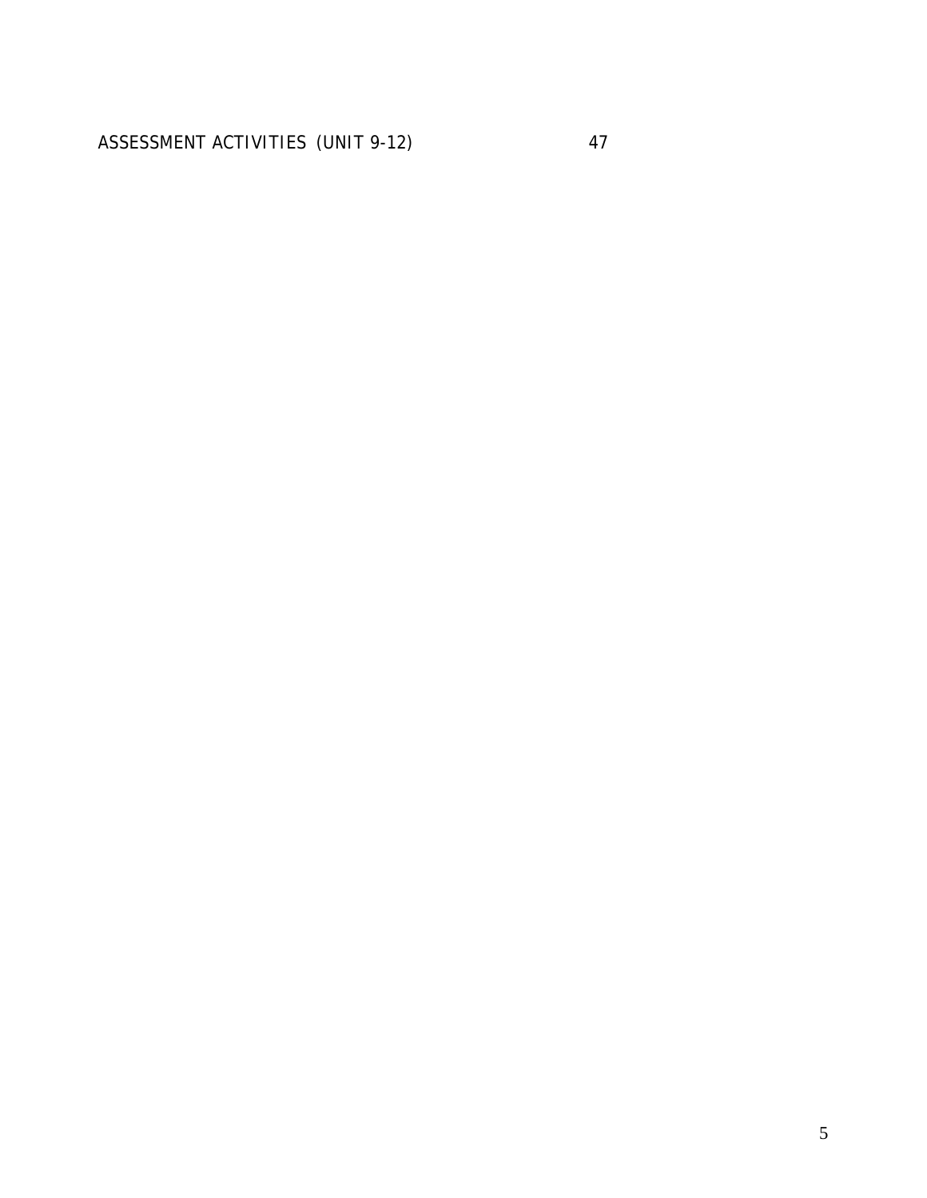ASSESSMENT ACTIVITIES (UNIT 9-12) 47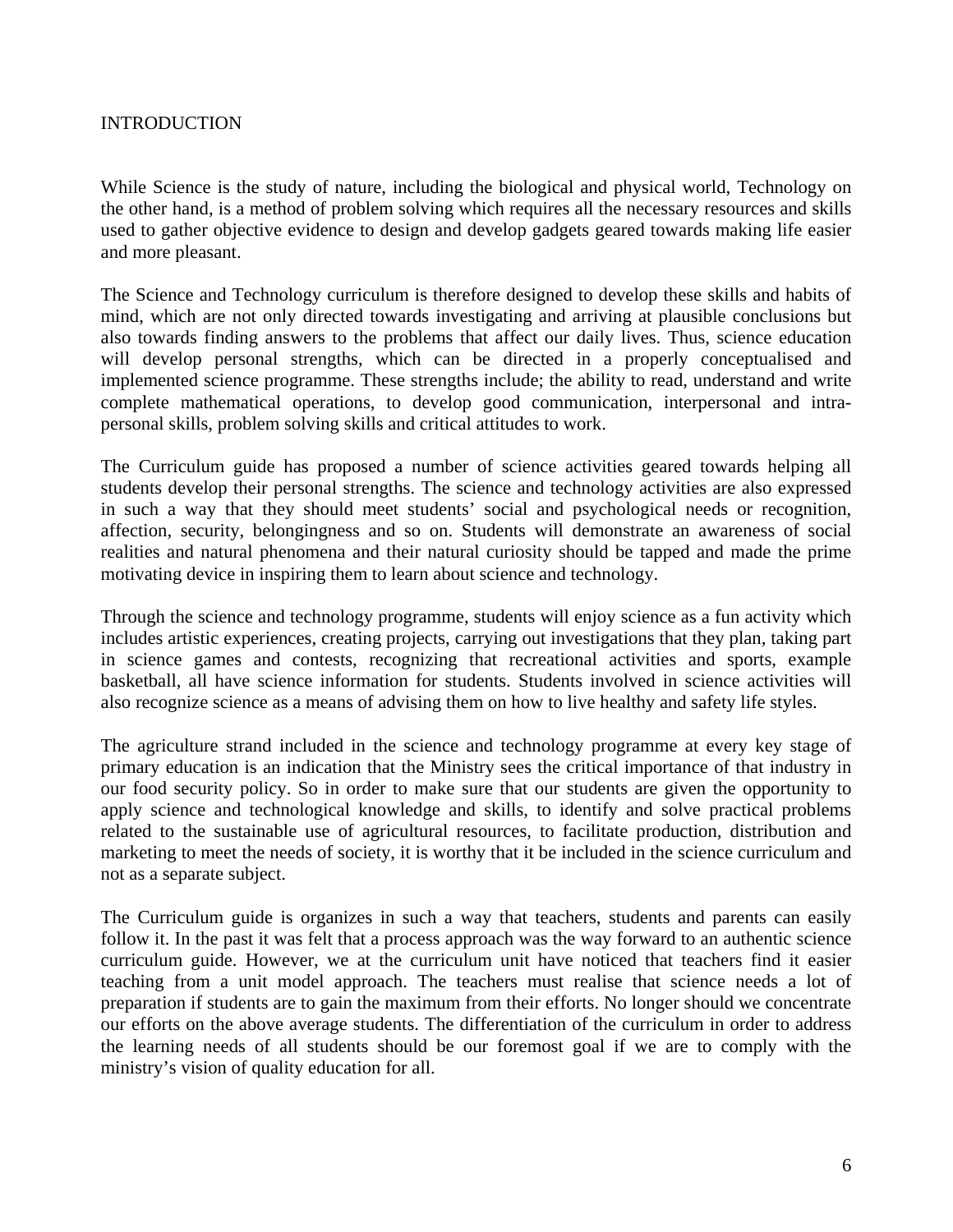# INTRODUCTION

While Science is the study of nature, including the biological and physical world, Technology on the other hand, is a method of problem solving which requires all the necessary resources and skills used to gather objective evidence to design and develop gadgets geared towards making life easier and more pleasant.

The Science and Technology curriculum is therefore designed to develop these skills and habits of mind, which are not only directed towards investigating and arriving at plausible conclusions but also towards finding answers to the problems that affect our daily lives. Thus, science education will develop personal strengths, which can be directed in a properly conceptualised and implemented science programme. These strengths include; the ability to read, understand and write complete mathematical operations, to develop good communication, interpersonal and intra-personal skills, problem solving skills and critical attitudes to work.

The Curriculum guide has proposed a number of science activities geared towards helping all students develop their personal strengths. The science and technology activities are also expressed in such a way that they should meet students' social and psychological needs or recognition, affection, security, belongingness and so on. Students will demonstrate an awareness of social realities and natural phenomena and their natural curiosity should be tapped and made the prime motivating device in inspiring them to learn about science and technology.

Through the science and technology programme, students will enjoy science as a fun activity which includes artistic experiences, creating projects, carrying out investigations that they plan, taking part in science games and contests, recognizing that recreational activities and sports, example basketball, all have science information for students. Students involved in science activities will also recognize science as a means of advising them on how to live healthy and safety life styles.

The agriculture strand included in the science and technology programme at every key stage of primary education is an indication that the Ministry sees the critical importance of that industry in our food security policy. So in order to make sure that our students are given the opportunity to apply science and technological knowledge and skills, to identify and solve practical problems related to the sustainable use of agricultural resources, to facilitate production, distribution and marketing to meet the needs of society, it is worthy that it be included in the science curriculum and not as a separate subject.

The Curriculum guide is organizes in such a way that teachers, students and parents can easily follow it. In the past it was felt that a process approach was the way forward to an authentic science curriculum guide. However, we at the curriculum unit have noticed that teachers find it easier teaching from a unit model approach. The teachers must realise that science needs a lot of preparation if students are to gain the maximum from their efforts. No longer should we concentrate our efforts on the above average students. The differentiation of the curriculum in order to address the learning needs of all students should be our foremost goal if we are to comply with the ministry's vision of quality education for all.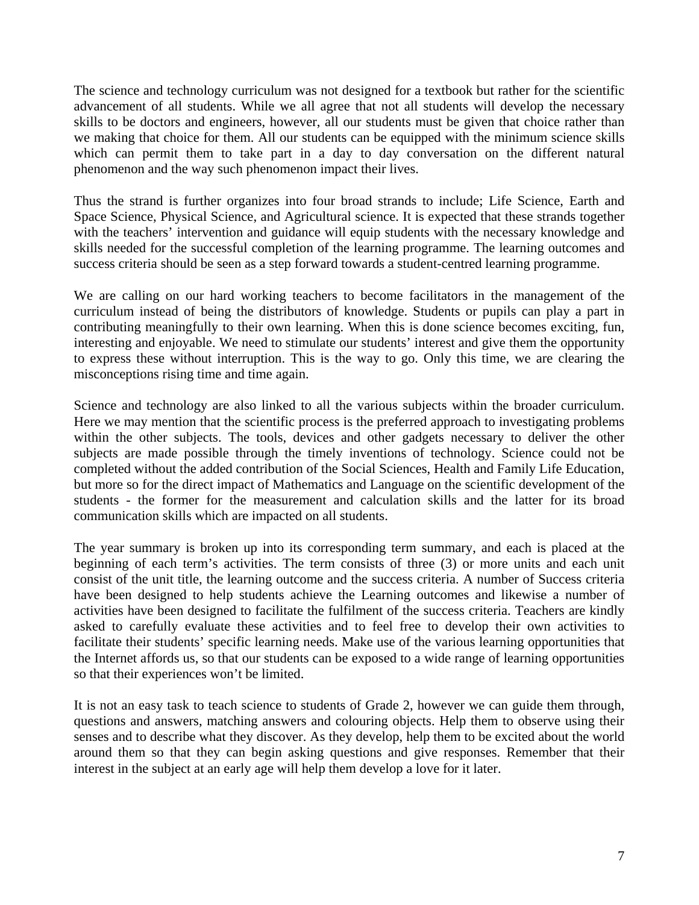The science and technology curriculum was not designed for a textbook but rather for the scientific advancement of all students. While we all agree that not all students will develop the necessary skills to be doctors and engineers, however, all our students must be given that choice rather than we making that choice for them. All our students can be equipped with the minimum science skills which can permit them to take part in a day to day conversation on the different natural phenomenon and the way such phenomenon impact their lives.

Thus the strand is further organizes into four broad strands to include; Life Science, Earth and Space Science, Physical Science, and Agricultural science. It is expected that these strands together with the teachers' intervention and guidance will equip students with the necessary knowledge and skills needed for the successful completion of the learning programme. The learning outcomes and success criteria should be seen as a step forward towards a student-centred learning programme.

We are calling on our hard working teachers to become facilitators in the management of the curriculum instead of being the distributors of knowledge. Students or pupils can play a part in contributing meaningfully to their own learning. When this is done science becomes exciting, fun, interesting and enjoyable. We need to stimulate our students' interest and give them the opportunity to express these without interruption. This is the way to go. Only this time, we are clearing the misconceptions rising time and time again.

Science and technology are also linked to all the various subjects within the broader curriculum. Here we may mention that the scientific process is the preferred approach to investigating problems within the other subjects. The tools, devices and other gadgets necessary to deliver the other subjects are made possible through the timely inventions of technology. Science could not be completed without the added contribution of the Social Sciences, Health and Family Life Education, but more so for the direct impact of Mathematics and Language on the scientific development of the students - the former for the measurement and calculation skills and the latter for its broad communication skills which are impacted on all students.

The year summary is broken up into its corresponding term summary, and each is placed at the beginning of each term's activities. The term consists of three (3) or more units and each unit consist of the unit title, the learning outcome and the success criteria. A number of Success criteria have been designed to help students achieve the Learning outcomes and likewise a number of activities have been designed to facilitate the fulfilment of the success criteria. Teachers are kindly asked to carefully evaluate these activities and to feel free to develop their own activities to facilitate their students' specific learning needs. Make use of the various learning opportunities that the Internet affords us, so that our students can be exposed to a wide range of learning opportunities so that their experiences won't be limited.

It is not an easy task to teach science to students of Grade 2, however we can guide them through, questions and answers, matching answers and colouring objects. Help them to observe using their senses and to describe what they discover. As they develop, help them to be excited about the world around them so that they can begin asking questions and give responses. Remember that their interest in the subject at an early age will help them develop a love for it later.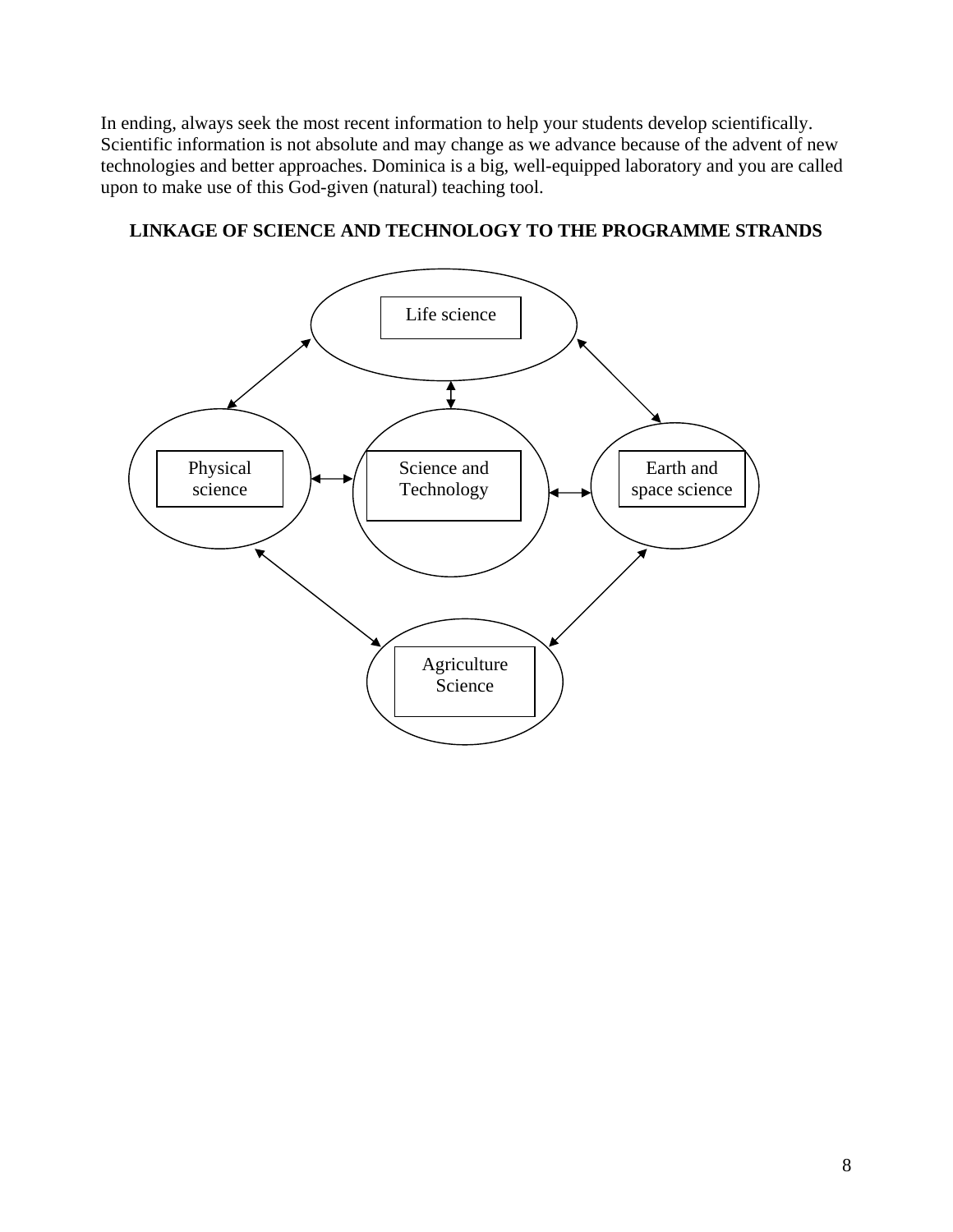In ending, always seek the most recent information to help your students develop scientifically. Scientific information is not absolute and may change as we advance because of the advent of new technologies and better approaches. Dominica is a big, well-equipped laboratory and you are called upon to make use of this God-given (natural) teaching tool.

**LINKAGE OF SCIENCE AND TECHNOLOGY TO THE PROGRAMME STRANDS**

Life science

Physical science

Science and Technology

Earth and space science

Agriculture Science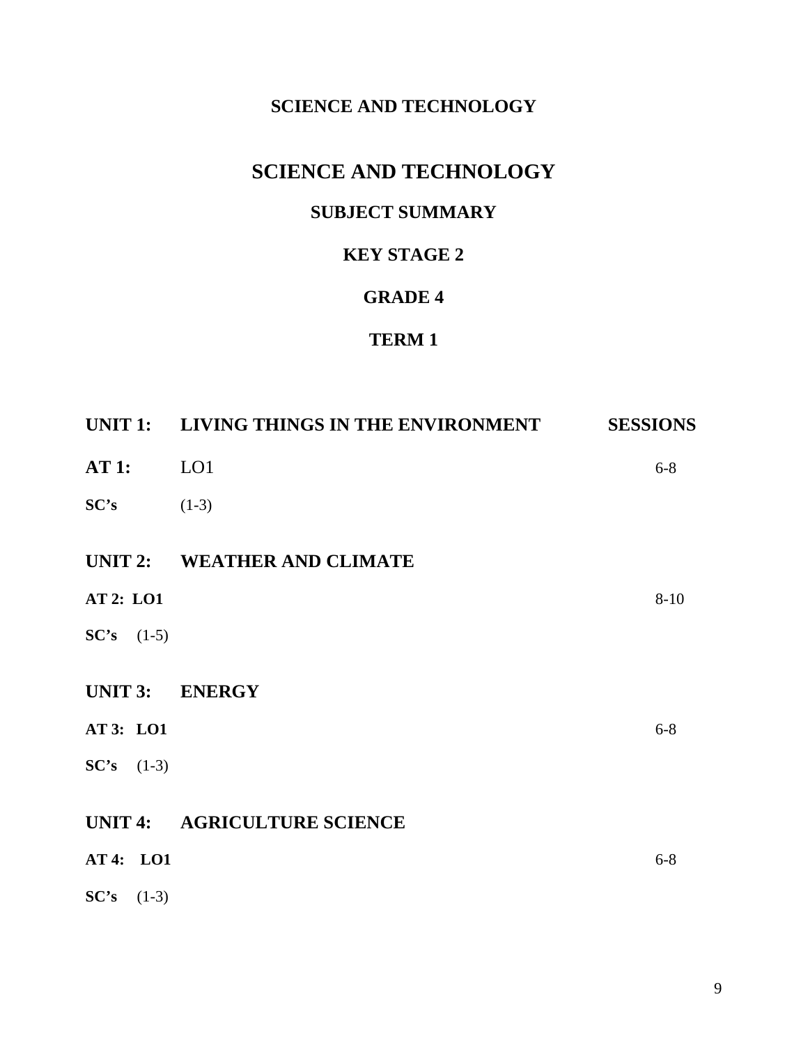**SCIENCE AND TECHNOLOGY**

# SCIENCE AND TECHNOLOGY

## SUBJECT SUMMARY

## KEY STAGE 2

## GRADE 4

## TERM 1

| **UNIT 1:** | **LIVING THINGS IN THE ENVIRONMENT** | **SESSIONS** |
|---|---|---|
| **AT 1:** | LO1 | 6-8 |
| **SC's** | (1-3) | |
| **UNIT 2:** | **WEATHER AND CLIMATE** | |
| **AT 2: LO1** | | 8-10 |
| **SC's** (1-5) | | |
| **UNIT 3:** | **ENERGY** | |
| **AT 3: LO1** | | 6-8 |
| **SC's** (1-3) | | |
| **UNIT 4:** | **AGRICULTURE SCIENCE** | |
| **AT 4: LO1** | | 6-8 |
| **SC's** (1-3) | | |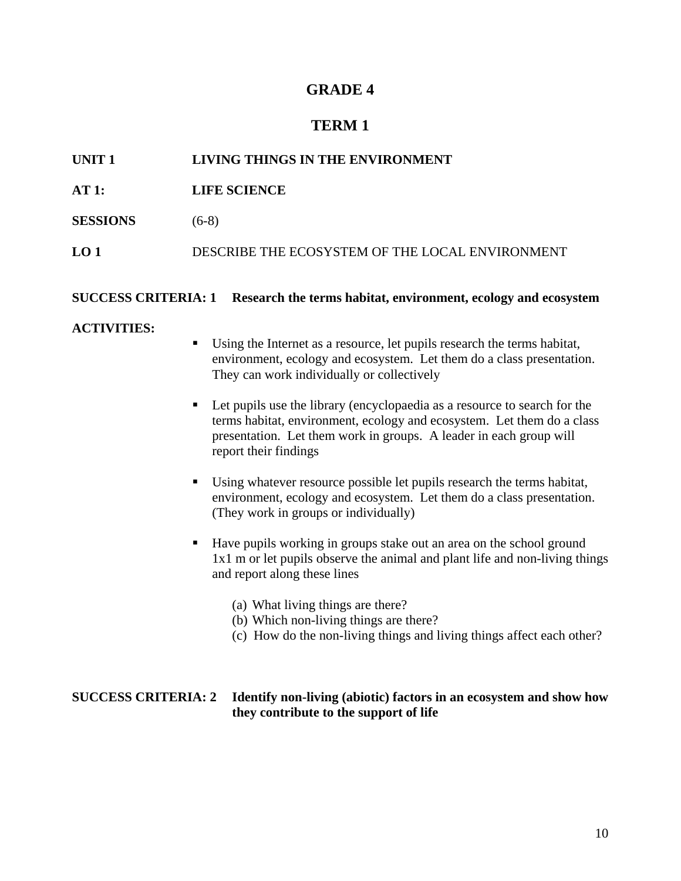# GRADE 4

## TERM 1

**UNIT 1** **LIVING THINGS IN THE ENVIRONMENT**

**AT 1:** **LIFE SCIENCE**

**SESSIONS** (6-8)

**LO 1** DESCRIBE THE ECOSYSTEM OF THE LOCAL ENVIRONMENT

**SUCCESS CRITERIA: 1** **Research the terms habitat, environment, ecology and ecosystem**

**ACTIVITIES:**

- Using the Internet as a resource, let pupils research the terms habitat, environment, ecology and ecosystem. Let them do a class presentation. They can work individually or collectively

- Let pupils use the library (encyclopaedia as a resource to search for the terms habitat, environment, ecology and ecosystem. Let them do a class presentation. Let them work in groups. A leader in each group will report their findings

- Using whatever resource possible let pupils research the terms habitat, environment, ecology and ecosystem. Let them do a class presentation. (They work in groups or individually)

- Have pupils working in groups stake out an area on the school ground 1x1 m or let pupils observe the animal and plant life and non-living things and report along these lines

  (a) What living things are there?
  (b) Which non-living things are there?
  (c) How do the non-living things and living things affect each other?

**SUCCESS CRITERIA: 2** **Identify non-living (abiotic) factors in an ecosystem and show how they contribute to the support of life**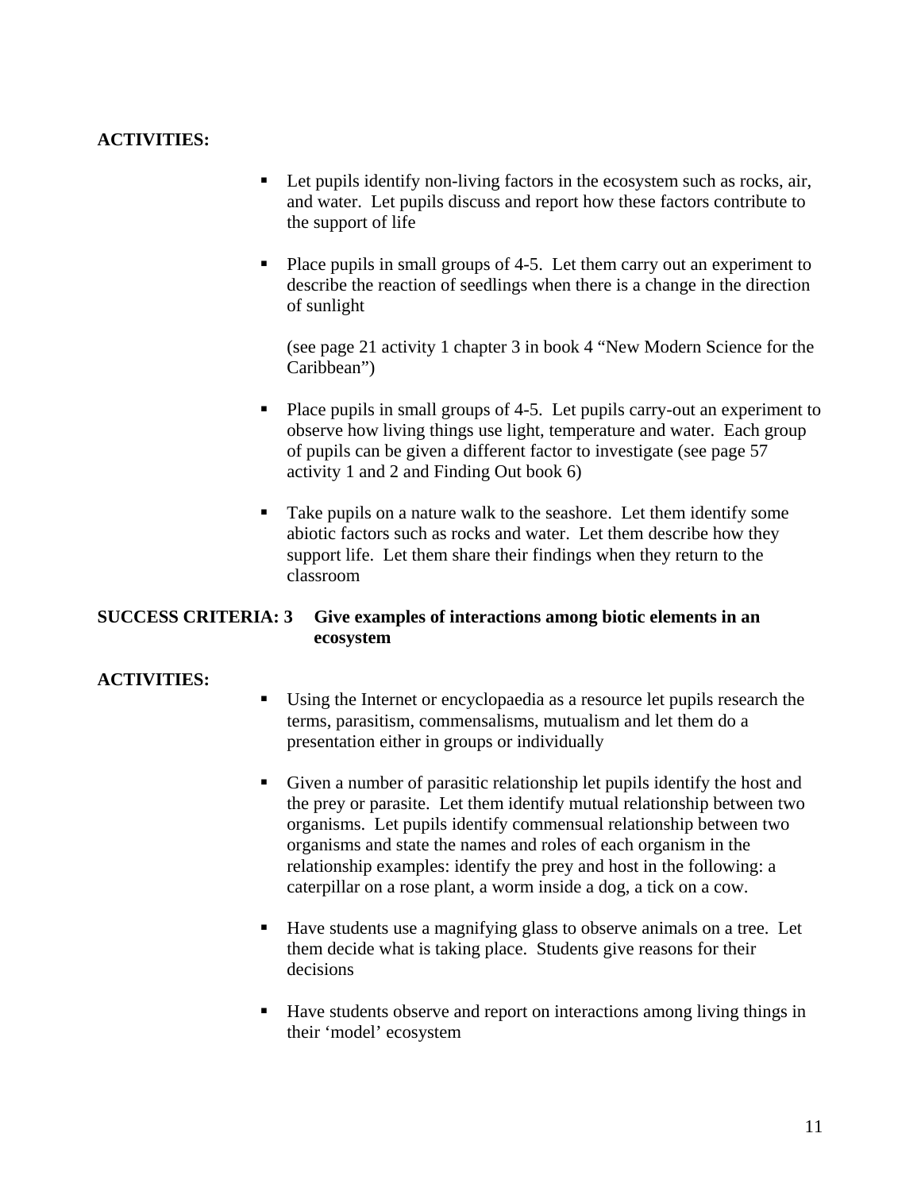**ACTIVITIES:**

- Let pupils identify non-living factors in the ecosystem such as rocks, air, and water. Let pupils discuss and report how these factors contribute to the support of life

- Place pupils in small groups of 4-5. Let them carry out an experiment to describe the reaction of seedlings when there is a change in the direction of sunlight

  (see page 21 activity 1 chapter 3 in book 4 "New Modern Science for the Caribbean")

- Place pupils in small groups of 4-5. Let pupils carry-out an experiment to observe how living things use light, temperature and water. Each group of pupils can be given a different factor to investigate (see page 57 activity 1 and 2 and Finding Out book 6)

- Take pupils on a nature walk to the seashore. Let them identify some abiotic factors such as rocks and water. Let them describe how they support life. Let them share their findings when they return to the classroom

**SUCCESS CRITERIA: 3 Give examples of interactions among biotic elements in an ecosystem**

**ACTIVITIES:**

- Using the Internet or encyclopaedia as a resource let pupils research the terms, parasitism, commensalisms, mutualism and let them do a presentation either in groups or individually

- Given a number of parasitic relationship let pupils identify the host and the prey or parasite. Let them identify mutual relationship between two organisms. Let pupils identify commensual relationship between two organisms and state the names and roles of each organism in the relationship examples: identify the prey and host in the following: a caterpillar on a rose plant, a worm inside a dog, a tick on a cow.

- Have students use a magnifying glass to observe animals on a tree. Let them decide what is taking place. Students give reasons for their decisions

- Have students observe and report on interactions among living things in their 'model' ecosystem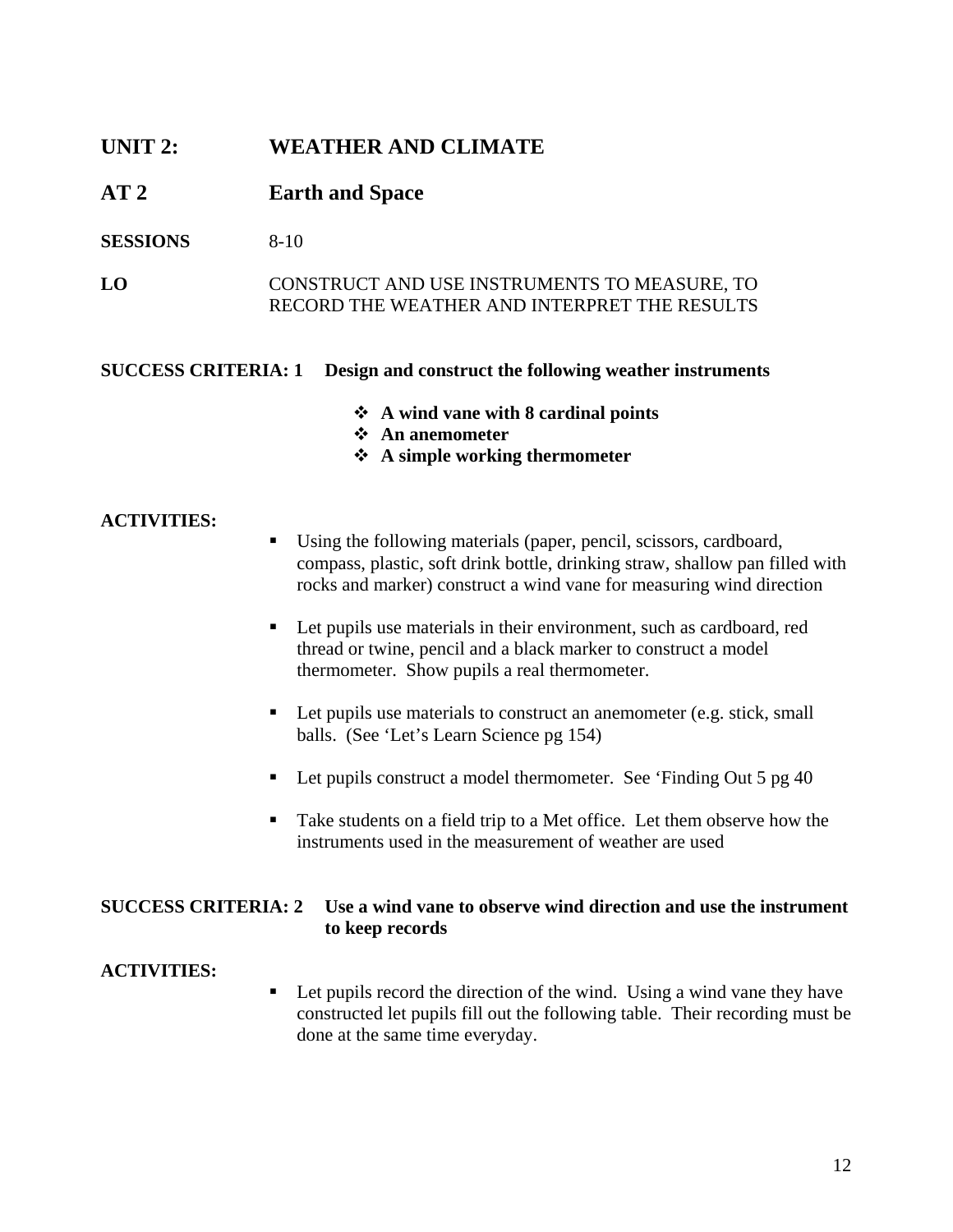## UNIT 2: WEATHER AND CLIMATE

## AT 2 Earth and Space

**SESSIONS** 8-10

**LO** CONSTRUCT AND USE INSTRUMENTS TO MEASURE, TO RECORD THE WEATHER AND INTERPRET THE RESULTS

**SUCCESS CRITERIA: 1 Design and construct the following weather instruments**

- **A wind vane with 8 cardinal points**
- **An anemometer**
- **A simple working thermometer**

**ACTIVITIES:**

- Using the following materials (paper, pencil, scissors, cardboard, compass, plastic, soft drink bottle, drinking straw, shallow pan filled with rocks and marker) construct a wind vane for measuring wind direction
- Let pupils use materials in their environment, such as cardboard, red thread or twine, pencil and a black marker to construct a model thermometer. Show pupils a real thermometer.
- Let pupils use materials to construct an anemometer (e.g. stick, small balls. (See 'Let's Learn Science pg 154)
- Let pupils construct a model thermometer. See 'Finding Out 5 pg 40
- Take students on a field trip to a Met office. Let them observe how the instruments used in the measurement of weather are used

**SUCCESS CRITERIA: 2 Use a wind vane to observe wind direction and use the instrument to keep records**

**ACTIVITIES:**

- Let pupils record the direction of the wind. Using a wind vane they have constructed let pupils fill out the following table. Their recording must be done at the same time everyday.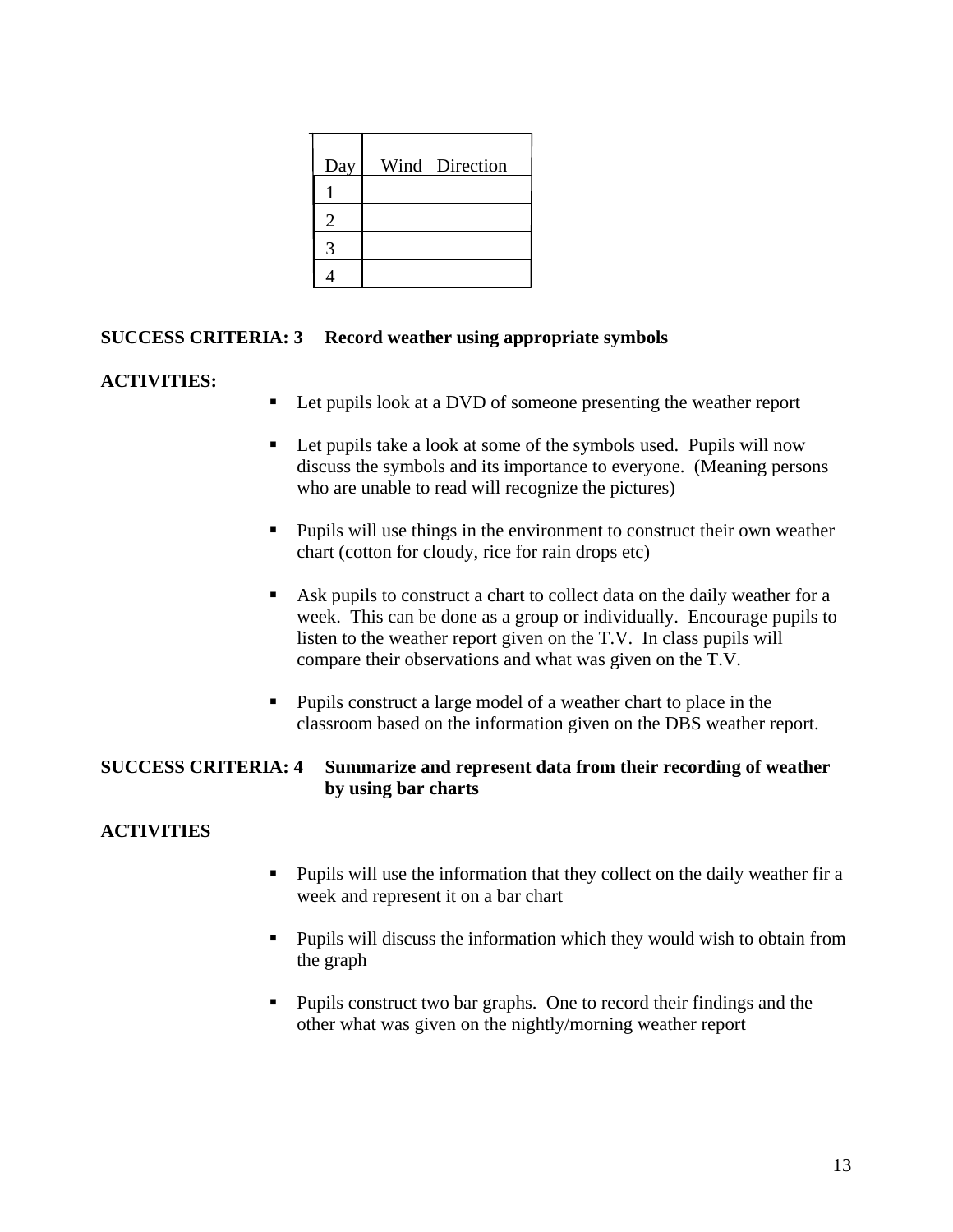| Day | Wind Direction |
|---|---|
| 1 | |
| 2 | |
| 3 | |
| 4 | |

**SUCCESS CRITERIA: 3 Record weather using appropriate symbols**

**ACTIVITIES:**

- Let pupils look at a DVD of someone presenting the weather report
- Let pupils take a look at some of the symbols used. Pupils will now discuss the symbols and its importance to everyone. (Meaning persons who are unable to read will recognize the pictures)
- Pupils will use things in the environment to construct their own weather chart (cotton for cloudy, rice for rain drops etc)
- Ask pupils to construct a chart to collect data on the daily weather for a week. This can be done as a group or individually. Encourage pupils to listen to the weather report given on the T.V. In class pupils will compare their observations and what was given on the T.V.
- Pupils construct a large model of a weather chart to place in the classroom based on the information given on the DBS weather report.

**SUCCESS CRITERIA: 4 Summarize and represent data from their recording of weather by using bar charts**

**ACTIVITIES**

- Pupils will use the information that they collect on the daily weather fir a week and represent it on a bar chart
- Pupils will discuss the information which they would wish to obtain from the graph
- Pupils construct two bar graphs. One to record their findings and the other what was given on the nightly/morning weather report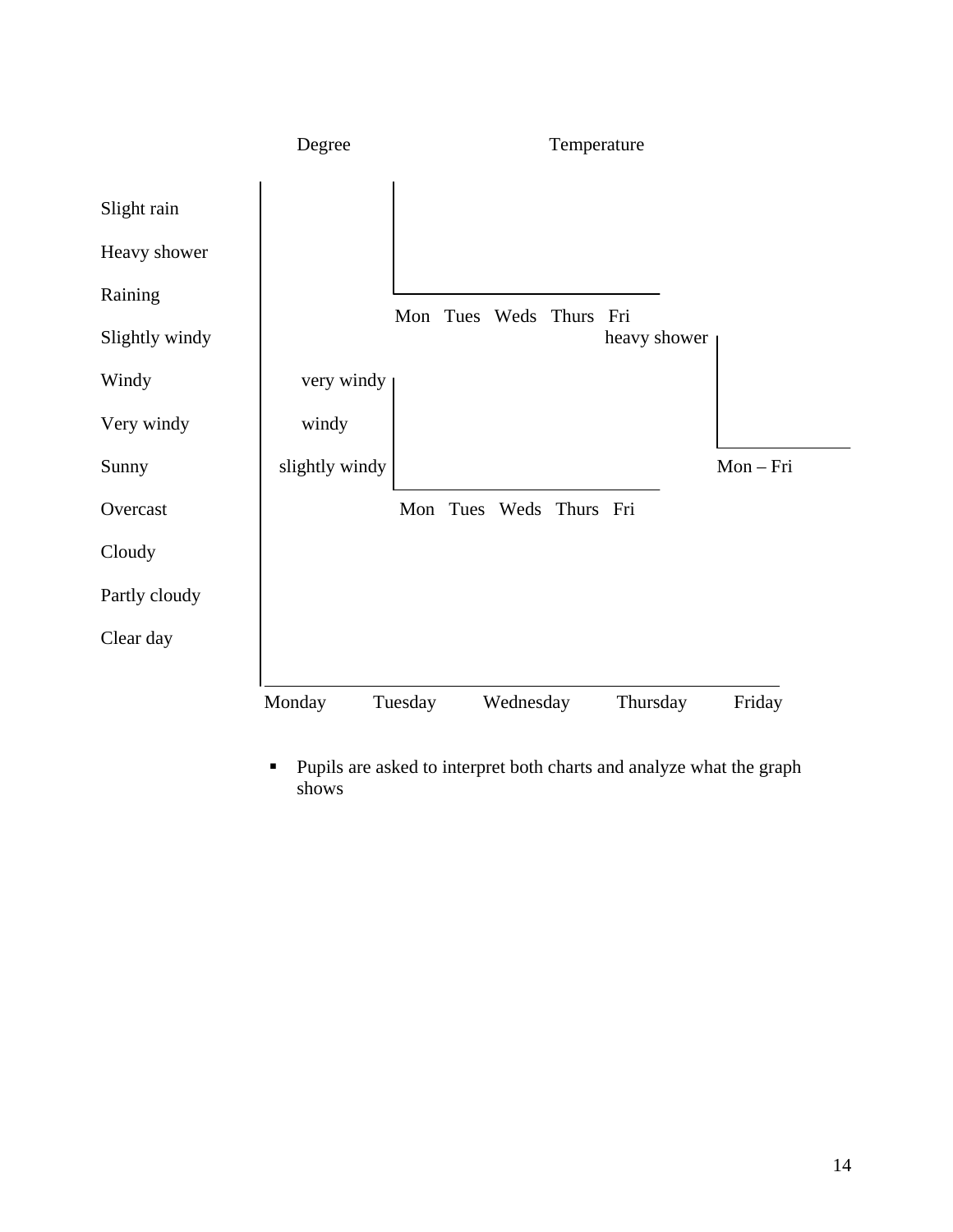Degree Temperature

Slight rain

Heavy shower

Raining

Slightly windy

Windy

Very windy

Sunny

Overcast

Cloudy

Partly cloudy

Clear day

Mon Tues Weds Thurs Fri

heavy shower

very windy

windy

slightly windy

Mon – Fri

Mon Tues Weds Thurs Fri

Monday Tuesday Wednesday Thursday Friday

- Pupils are asked to interpret both charts and analyze what the graph shows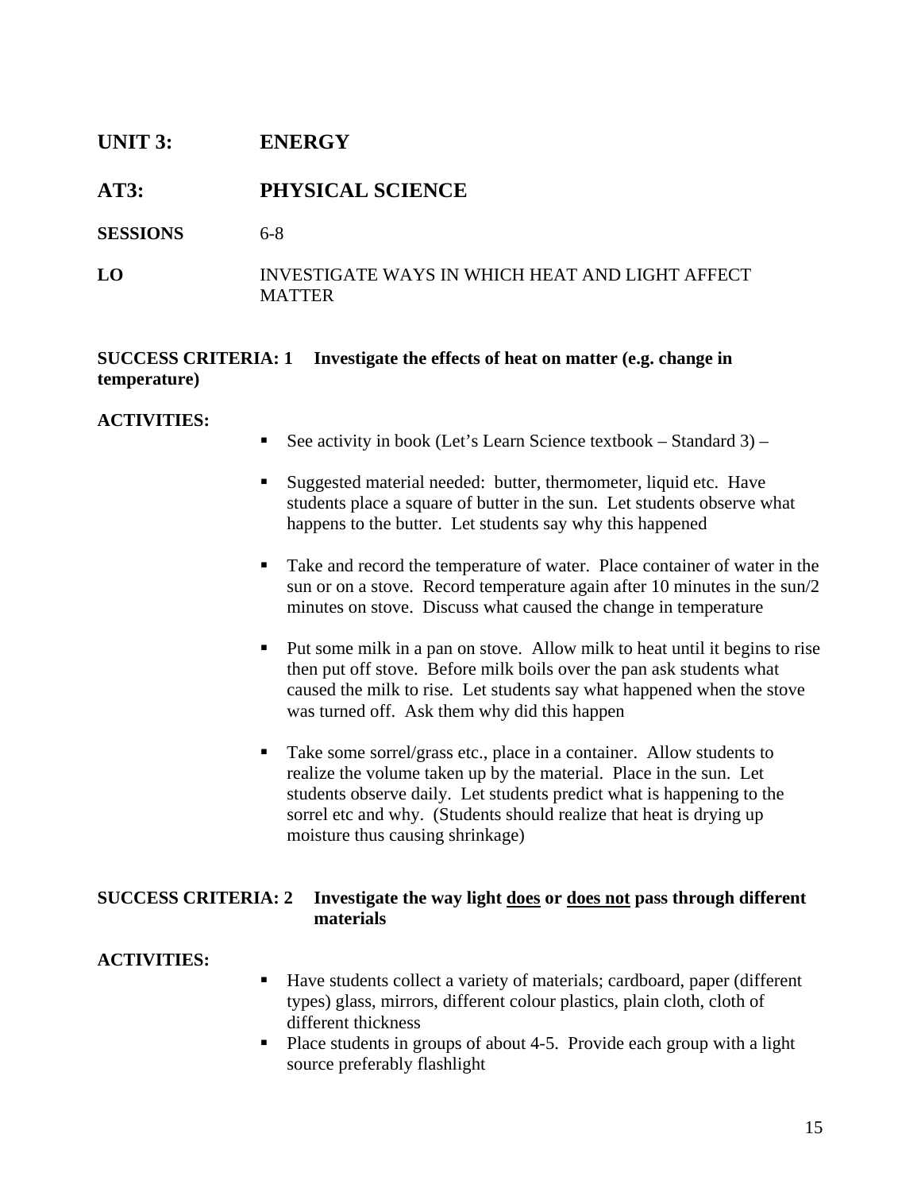## UNIT 3: ENERGY

## AT3: PHYSICAL SCIENCE

**SESSIONS** 6-8

**LO** INVESTIGATE WAYS IN WHICH HEAT AND LIGHT AFFECT MATTER

**SUCCESS CRITERIA: 1 Investigate the effects of heat on matter (e.g. change in temperature)**

**ACTIVITIES:**

- See activity in book (Let's Learn Science textbook – Standard 3) –
- Suggested material needed: butter, thermometer, liquid etc. Have students place a square of butter in the sun. Let students observe what happens to the butter. Let students say why this happened
- Take and record the temperature of water. Place container of water in the sun or on a stove. Record temperature again after 10 minutes in the sun/2 minutes on stove. Discuss what caused the change in temperature
- Put some milk in a pan on stove. Allow milk to heat until it begins to rise then put off stove. Before milk boils over the pan ask students what caused the milk to rise. Let students say what happened when the stove was turned off. Ask them why did this happen
- Take some sorrel/grass etc., place in a container. Allow students to realize the volume taken up by the material. Place in the sun. Let students observe daily. Let students predict what is happening to the sorrel etc and why. (Students should realize that heat is drying up moisture thus causing shrinkage)

**SUCCESS CRITERIA: 2 Investigate the way light <u>does</u> or <u>does not</u> pass through different materials**

**ACTIVITIES:**

- Have students collect a variety of materials; cardboard, paper (different types) glass, mirrors, different colour plastics, plain cloth, cloth of different thickness
- Place students in groups of about 4-5. Provide each group with a light source preferably flashlight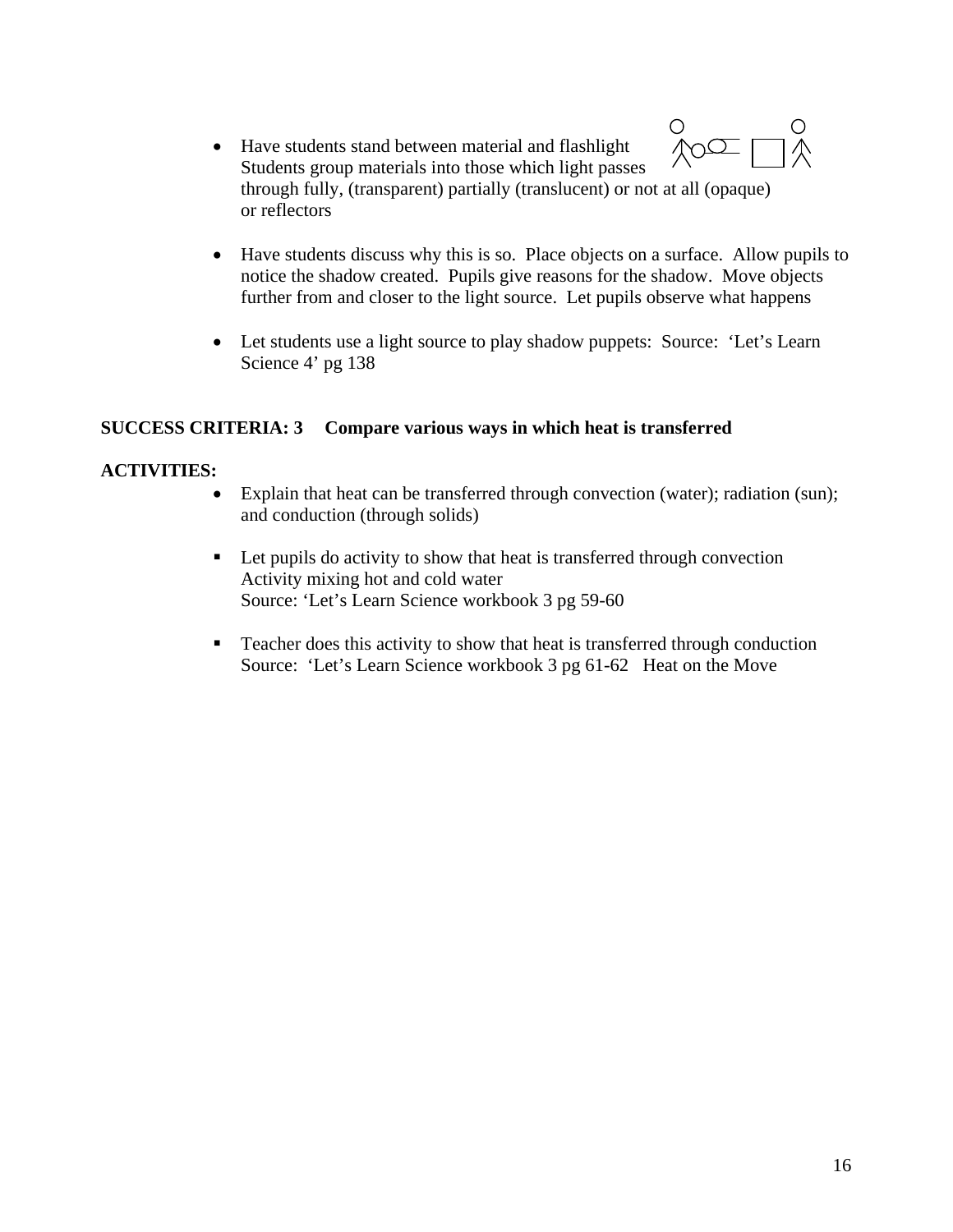- Have students stand between material and flashlight
  Students group materials into those which light passes through fully, (transparent) partially (translucent) or not at all (opaque) or reflectors

- Have students discuss why this is so.  Place objects on a surface.  Allow pupils to notice the shadow created.  Pupils give reasons for the shadow.  Move objects further from and closer to the light source.  Let pupils observe what happens

- Let students use a light source to play shadow puppets:  Source:  'Let's Learn Science 4' pg 138

**SUCCESS CRITERIA: 3    Compare various ways in which heat is transferred**

**ACTIVITIES:**

- Explain that heat can be transferred through convection (water); radiation (sun); and conduction (through solids)

- Let pupils do activity to show that heat is transferred through convection
  Activity mixing hot and cold water
  Source: 'Let's Learn Science workbook 3 pg 59-60

- Teacher does this activity to show that heat is transferred through conduction
  Source:  'Let's Learn Science workbook 3 pg 61-62   Heat on the Move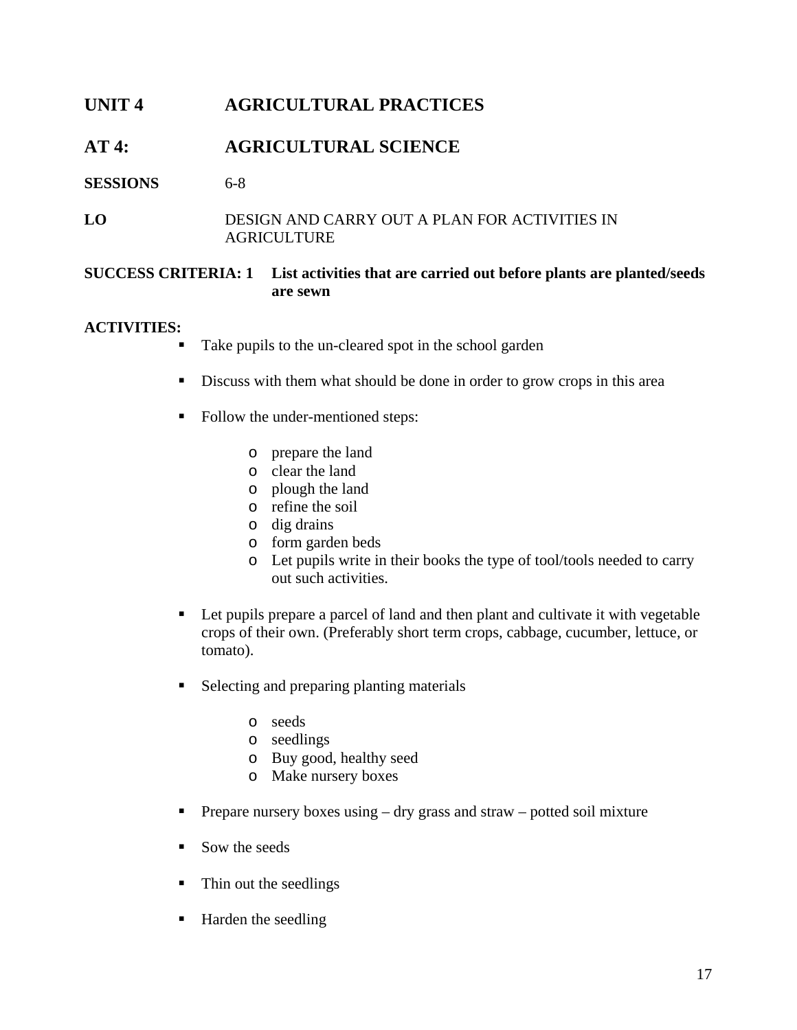## UNIT 4 AGRICULTURAL PRACTICES

## AT 4: AGRICULTURAL SCIENCE

**SESSIONS** 6-8

**LO** DESIGN AND CARRY OUT A PLAN FOR ACTIVITIES IN AGRICULTURE

**SUCCESS CRITERIA: 1 List activities that are carried out before plants are planted/seeds are sewn**

**ACTIVITIES:**

- Take pupils to the un-cleared spot in the school garden
- Discuss with them what should be done in order to grow crops in this area
- Follow the under-mentioned steps:
  - prepare the land
  - clear the land
  - plough the land
  - refine the soil
  - dig drains
  - form garden beds
  - Let pupils write in their books the type of tool/tools needed to carry out such activities.
- Let pupils prepare a parcel of land and then plant and cultivate it with vegetable crops of their own. (Preferably short term crops, cabbage, cucumber, lettuce, or tomato).
- Selecting and preparing planting materials
  - seeds
  - seedlings
  - Buy good, healthy seed
  - Make nursery boxes
- Prepare nursery boxes using – dry grass and straw – potted soil mixture
- Sow the seeds
- Thin out the seedlings
- Harden the seedling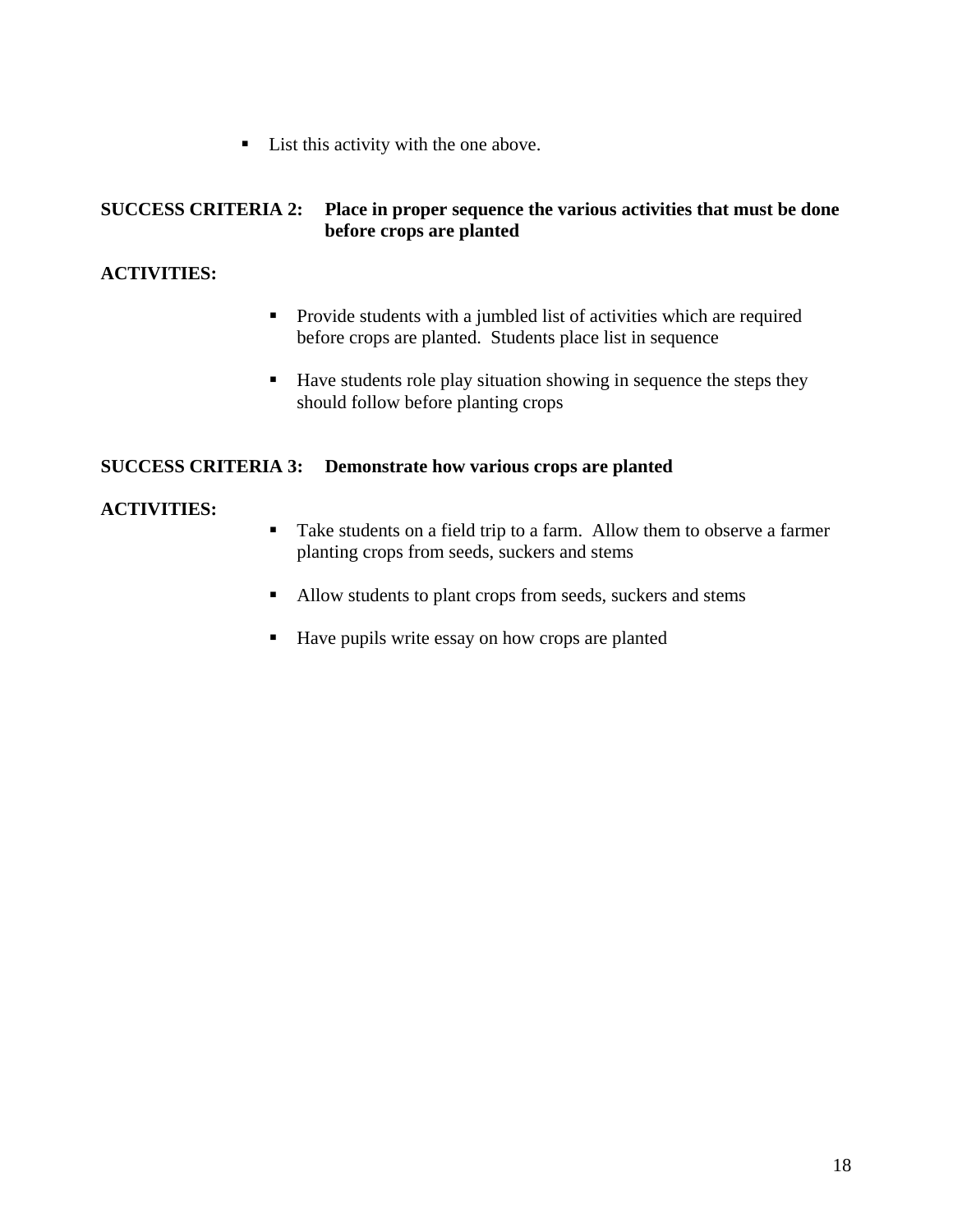- List this activity with the one above.

**SUCCESS CRITERIA 2: Place in proper sequence the various activities that must be done before crops are planted**

**ACTIVITIES:**

- Provide students with a jumbled list of activities which are required before crops are planted. Students place list in sequence

- Have students role play situation showing in sequence the steps they should follow before planting crops

**SUCCESS CRITERIA 3: Demonstrate how various crops are planted**

**ACTIVITIES:**

- Take students on a field trip to a farm. Allow them to observe a farmer planting crops from seeds, suckers and stems

- Allow students to plant crops from seeds, suckers and stems

- Have pupils write essay on how crops are planted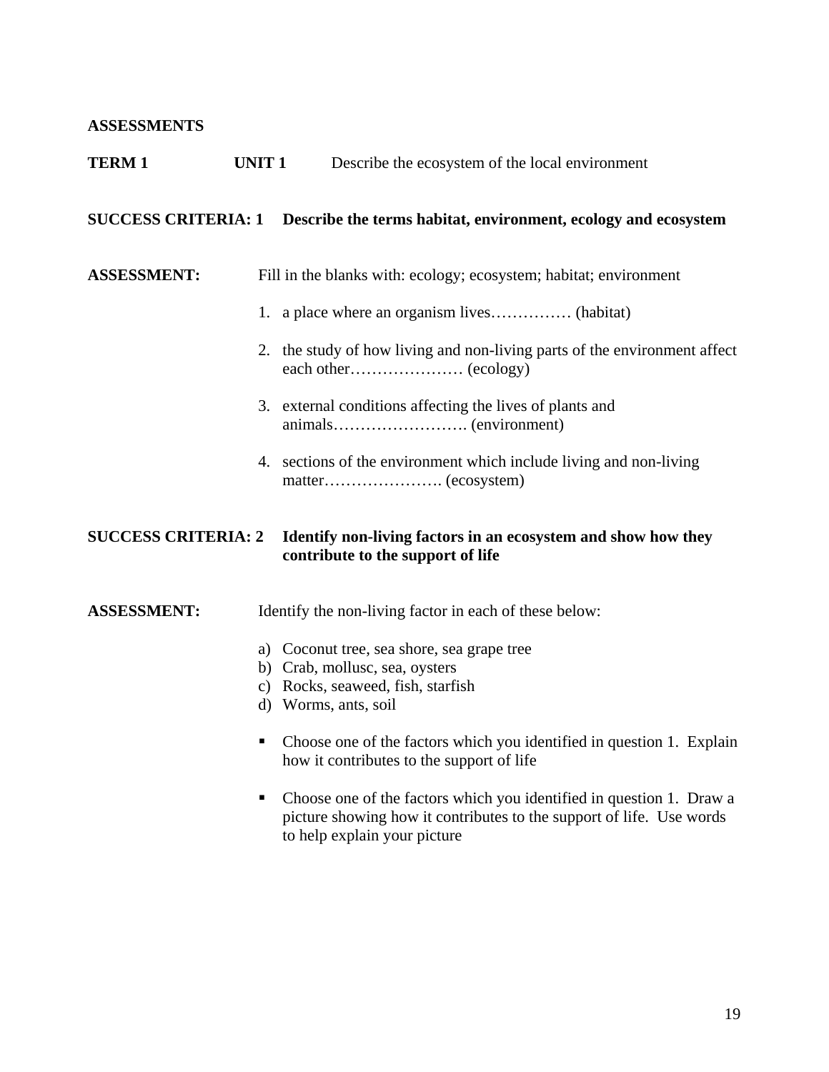**ASSESSMENTS**

**TERM 1** **UNIT 1** Describe the ecosystem of the local environment

**SUCCESS CRITERIA: 1 Describe the terms habitat, environment, ecology and ecosystem**

**ASSESSMENT:** Fill in the blanks with: ecology; ecosystem; habitat; environment

1. a place where an organism lives…………… (habitat)
2. the study of how living and non-living parts of the environment affect each other………………… (ecology)
3. external conditions affecting the lives of plants and animals……………………. (environment)
4. sections of the environment which include living and non-living matter…………………. (ecosystem)

**SUCCESS CRITERIA: 2 Identify non-living factors in an ecosystem and show how they contribute to the support of life**

**ASSESSMENT:** Identify the non-living factor in each of these below:

a) Coconut tree, sea shore, sea grape tree
b) Crab, mollusc, sea, oysters
c) Rocks, seaweed, fish, starfish
d) Worms, ants, soil

- Choose one of the factors which you identified in question 1. Explain how it contributes to the support of life
- Choose one of the factors which you identified in question 1. Draw a picture showing how it contributes to the support of life. Use words to help explain your picture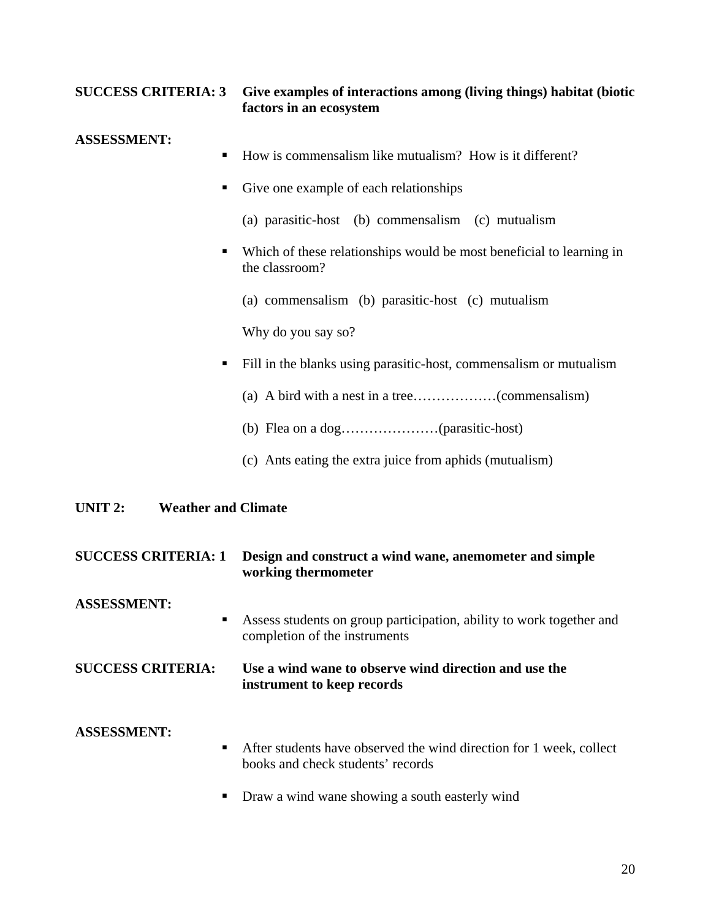**SUCCESS CRITERIA: 3** **Give examples of interactions among (living things) habitat (biotic factors in an ecosystem**

**ASSESSMENT:**

- How is commensalism like mutualism? How is it different?
- Give one example of each relationships

  (a) parasitic-host (b) commensalism (c) mutualism

- Which of these relationships would be most beneficial to learning in the classroom?

  (a) commensalism (b) parasitic-host (c) mutualism

  Why do you say so?

- Fill in the blanks using parasitic-host, commensalism or mutualism

  (a) A bird with a nest in a tree………………(commensalism)

  (b) Flea on a dog…………………(parasitic-host)

  (c) Ants eating the extra juice from aphids (mutualism)

## UNIT 2: Weather and Climate

**SUCCESS CRITERIA: 1** **Design and construct a wind wane, anemometer and simple working thermometer**

**ASSESSMENT:**

- Assess students on group participation, ability to work together and completion of the instruments

**SUCCESS CRITERIA:** **Use a wind wane to observe wind direction and use the instrument to keep records**

**ASSESSMENT:**

- After students have observed the wind direction for 1 week, collect books and check students' records
- Draw a wind wane showing a south easterly wind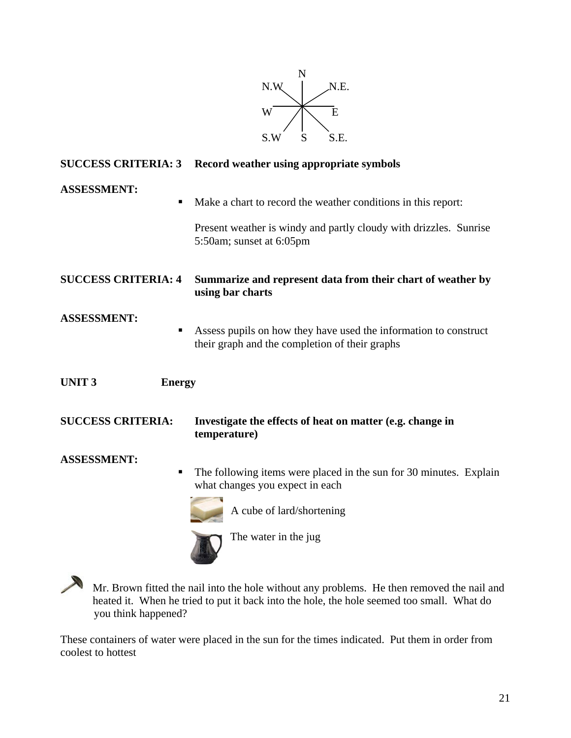N
N.W N.E.
W E
S.W S S.E.

**SUCCESS CRITERIA: 3 Record weather using appropriate symbols**

**ASSESSMENT:**

- Make a chart to record the weather conditions in this report:

  Present weather is windy and partly cloudy with drizzles. Sunrise 5:50am; sunset at 6:05pm

**SUCCESS CRITERIA: 4 Summarize and represent data from their chart of weather by using bar charts**

**ASSESSMENT:**

- Assess pupils on how they have used the information to construct their graph and the completion of their graphs

**UNIT 3 Energy**

**SUCCESS CRITERIA: Investigate the effects of heat on matter (e.g. change in temperature)**

**ASSESSMENT:**

- The following items were placed in the sun for 30 minutes. Explain what changes you expect in each

  A cube of lard/shortening

  The water in the jug

Mr. Brown fitted the nail into the hole without any problems. He then removed the nail and heated it. When he tried to put it back into the hole, the hole seemed too small. What do you think happened?

These containers of water were placed in the sun for the times indicated. Put them in order from coolest to hottest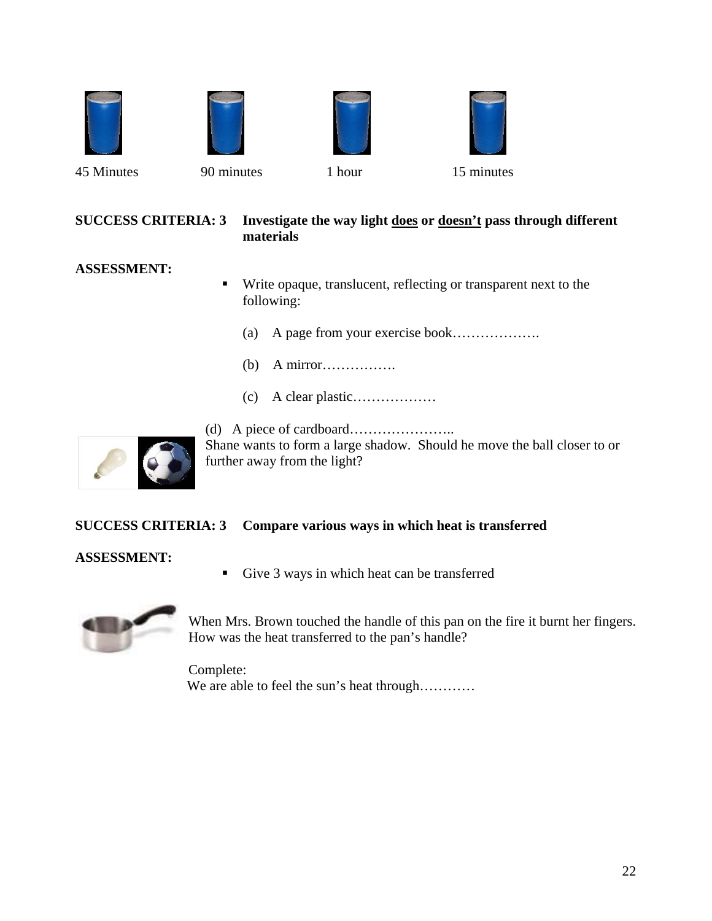45 Minutes 90 minutes 1 hour 15 minutes

**SUCCESS CRITERIA: 3** **Investigate the way light <u>does</u> or <u>doesn't</u> pass through different materials**

**ASSESSMENT:**

- Write opaque, translucent, reflecting or transparent next to the following:

  (a) A page from your exercise book……………….

  (b) A mirror…………….

  (c) A clear plastic………………

  (d) A piece of cardboard…………………..

Shane wants to form a large shadow. Should he move the ball closer to or further away from the light?

**SUCCESS CRITERIA: 3** **Compare various ways in which heat is transferred**

**ASSESSMENT:**

- Give 3 ways in which heat can be transferred

When Mrs. Brown touched the handle of this pan on the fire it burnt her fingers. How was the heat transferred to the pan's handle?

Complete:
We are able to feel the sun's heat through…………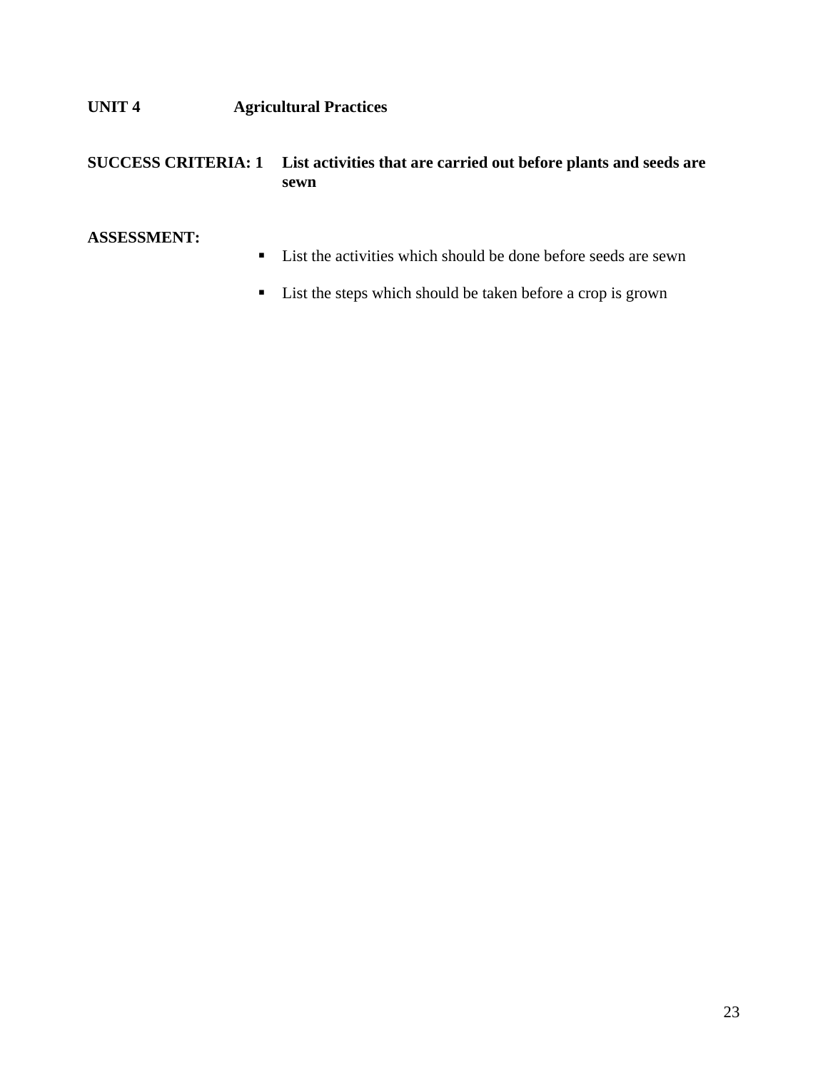**UNIT 4 Agricultural Practices**

**SUCCESS CRITERIA: 1 List activities that are carried out before plants and seeds are sewn**

**ASSESSMENT:**

- List the activities which should be done before seeds are sewn
- List the steps which should be taken before a crop is grown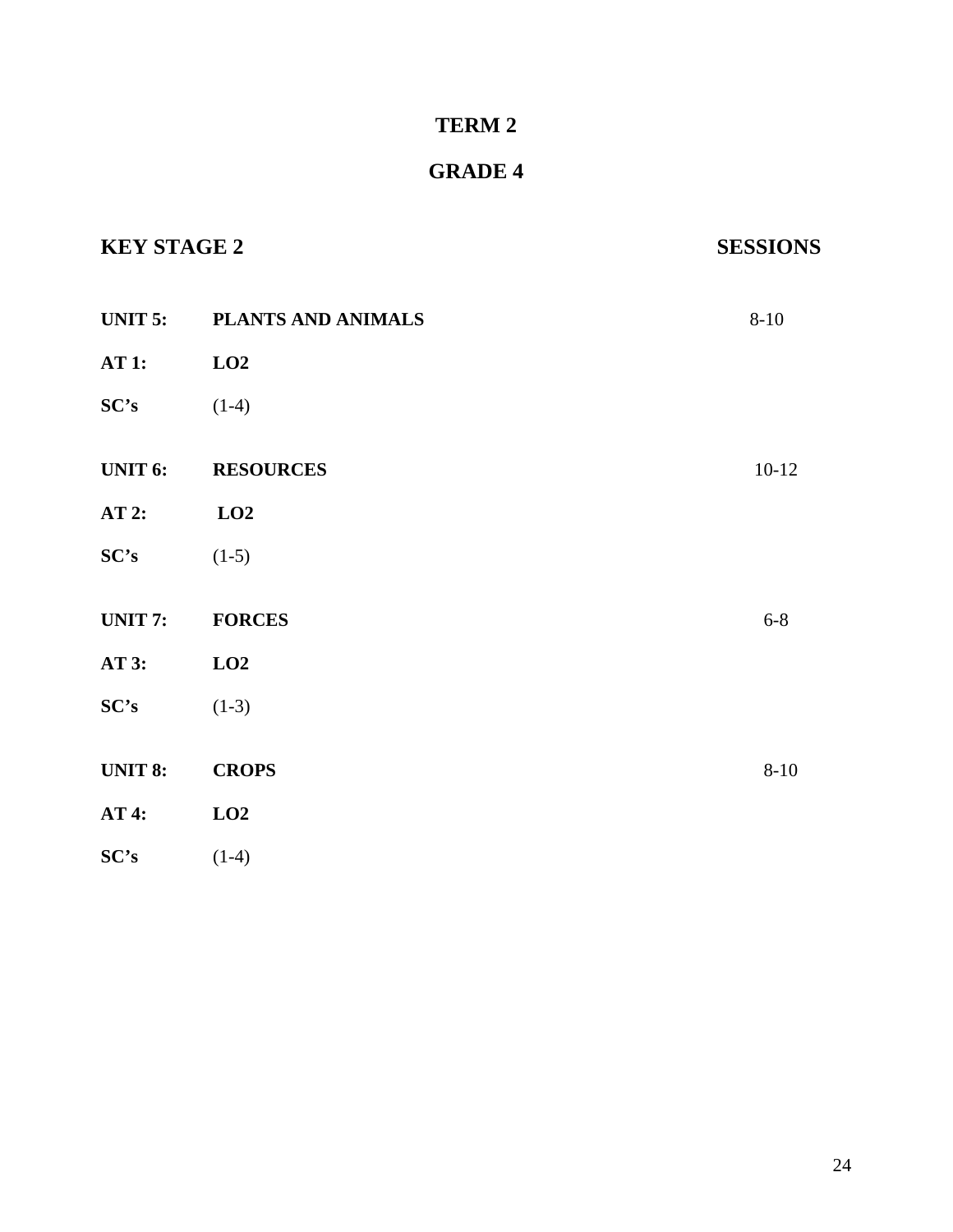# TERM 2

# GRADE 4

| KEY STAGE 2 | | SESSIONS |
|---|---|---|
| **UNIT 5:** | **PLANTS AND ANIMALS** | 8-10 |
| **AT 1:** | **LO2** | |
| **SC's** | (1-4) | |
| **UNIT 6:** | **RESOURCES** | 10-12 |
| **AT 2:** | **LO2** | |
| **SC's** | (1-5) | |
| **UNIT 7:** | **FORCES** | 6-8 |
| **AT 3:** | **LO2** | |
| **SC's** | (1-3) | |
| **UNIT 8:** | **CROPS** | 8-10 |
| **AT 4:** | **LO2** | |
| **SC's** | (1-4) | |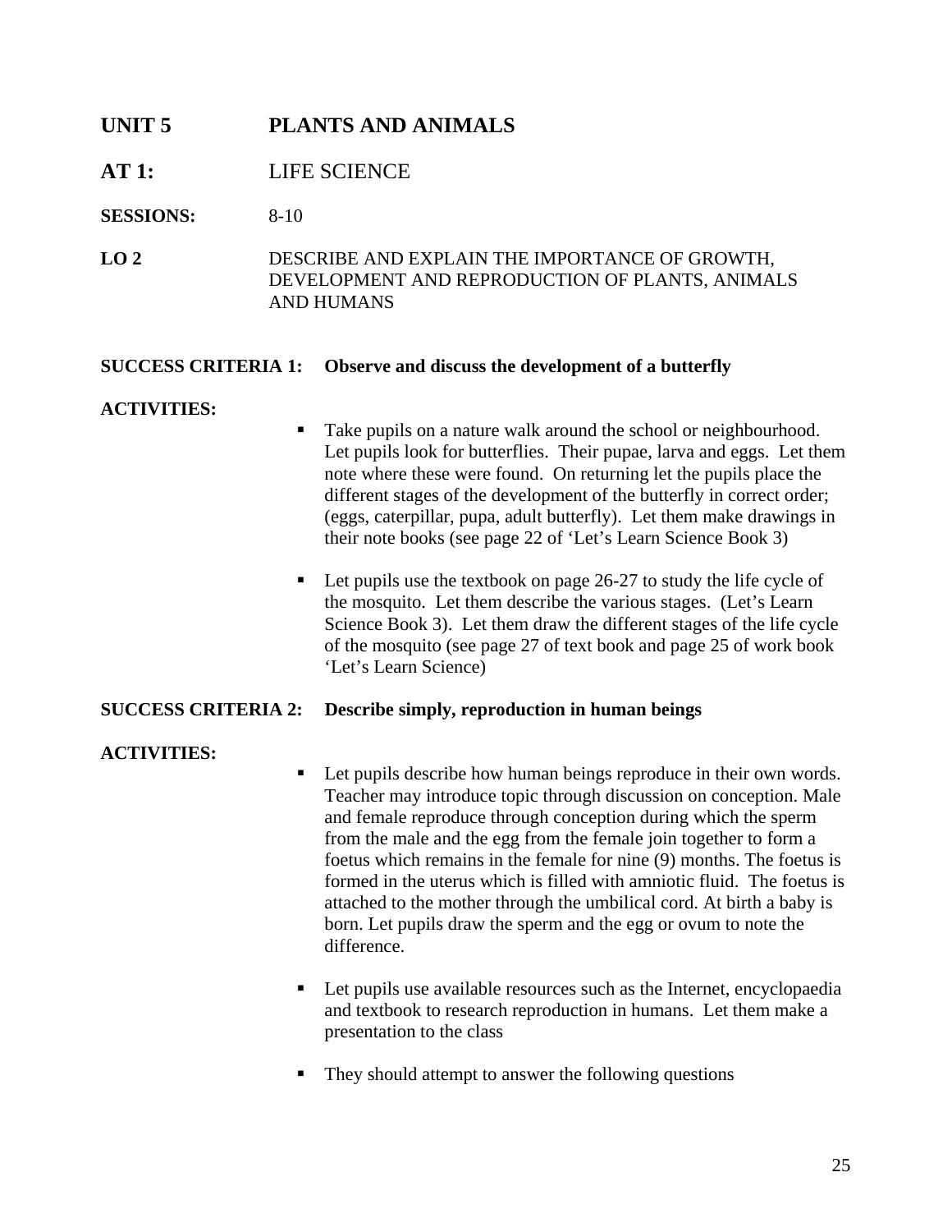## UNIT 5 PLANTS AND ANIMALS

**AT 1:** LIFE SCIENCE

**SESSIONS:** 8-10

**LO 2** DESCRIBE AND EXPLAIN THE IMPORTANCE OF GROWTH, DEVELOPMENT AND REPRODUCTION OF PLANTS, ANIMALS AND HUMANS

**SUCCESS CRITERIA 1: Observe and discuss the development of a butterfly**

**ACTIVITIES:**

- Take pupils on a nature walk around the school or neighbourhood. Let pupils look for butterflies. Their pupae, larva and eggs. Let them note where these were found. On returning let the pupils place the different stages of the development of the butterfly in correct order; (eggs, caterpillar, pupa, adult butterfly). Let them make drawings in their note books (see page 22 of 'Let's Learn Science Book 3)

- Let pupils use the textbook on page 26-27 to study the life cycle of the mosquito. Let them describe the various stages. (Let's Learn Science Book 3). Let them draw the different stages of the life cycle of the mosquito (see page 27 of text book and page 25 of work book 'Let's Learn Science)

**SUCCESS CRITERIA 2: Describe simply, reproduction in human beings**

**ACTIVITIES:**

- Let pupils describe how human beings reproduce in their own words. Teacher may introduce topic through discussion on conception. Male and female reproduce through conception during which the sperm from the male and the egg from the female join together to form a foetus which remains in the female for nine (9) months. The foetus is formed in the uterus which is filled with amniotic fluid. The foetus is attached to the mother through the umbilical cord. At birth a baby is born. Let pupils draw the sperm and the egg or ovum to note the difference.

- Let pupils use available resources such as the Internet, encyclopaedia and textbook to research reproduction in humans. Let them make a presentation to the class

- They should attempt to answer the following questions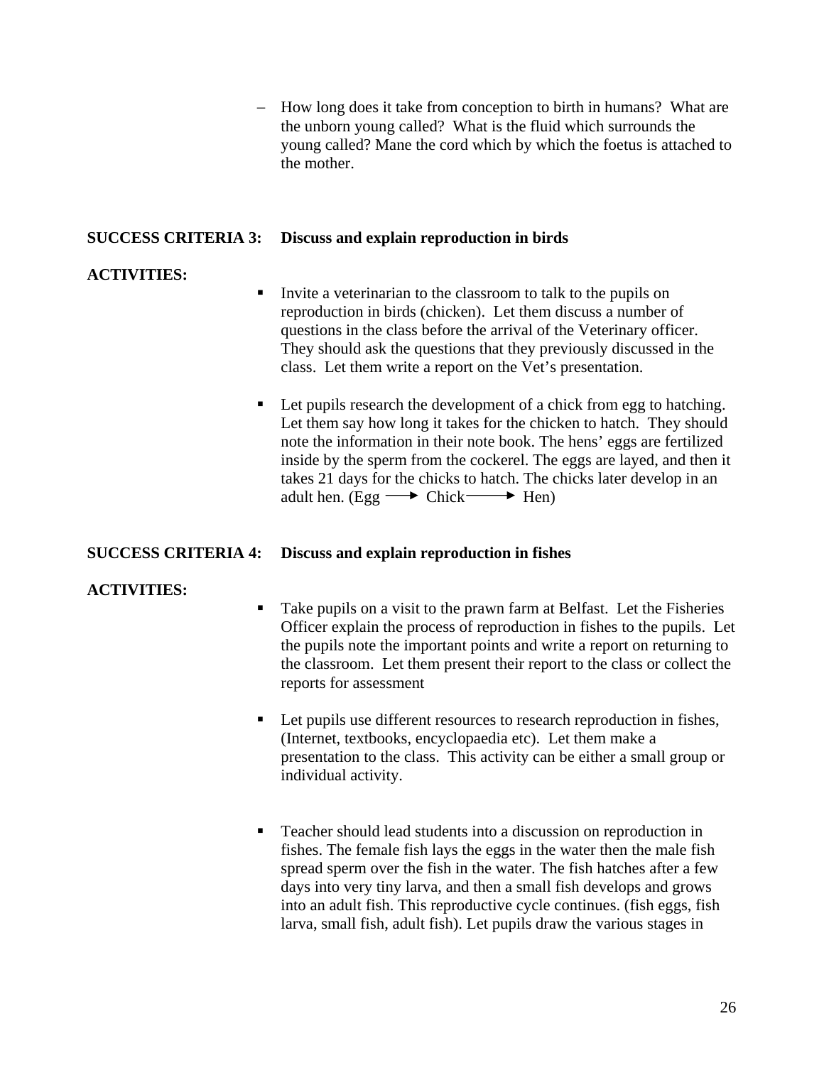- How long does it take from conception to birth in humans? What are the unborn young called? What is the fluid which surrounds the young called? Mane the cord which by which the foetus is attached to the mother.

**SUCCESS CRITERIA 3: Discuss and explain reproduction in birds**

**ACTIVITIES:**

- Invite a veterinarian to the classroom to talk to the pupils on reproduction in birds (chicken). Let them discuss a number of questions in the class before the arrival of the Veterinary officer. They should ask the questions that they previously discussed in the class. Let them write a report on the Vet's presentation.

- Let pupils research the development of a chick from egg to hatching. Let them say how long it takes for the chicken to hatch. They should note the information in their note book. The hens' eggs are fertilized inside by the sperm from the cockerel. The eggs are layed, and then it takes 21 days for the chicks to hatch. The chicks later develop in an adult hen. (Egg ⟶ Chick ⟶ Hen)

**SUCCESS CRITERIA 4: Discuss and explain reproduction in fishes**

**ACTIVITIES:**

- Take pupils on a visit to the prawn farm at Belfast. Let the Fisheries Officer explain the process of reproduction in fishes to the pupils. Let the pupils note the important points and write a report on returning to the classroom. Let them present their report to the class or collect the reports for assessment

- Let pupils use different resources to research reproduction in fishes, (Internet, textbooks, encyclopaedia etc). Let them make a presentation to the class. This activity can be either a small group or individual activity.

- Teacher should lead students into a discussion on reproduction in fishes. The female fish lays the eggs in the water then the male fish spread sperm over the fish in the water. The fish hatches after a few days into very tiny larva, and then a small fish develops and grows into an adult fish. This reproductive cycle continues. (fish eggs, fish larva, small fish, adult fish). Let pupils draw the various stages in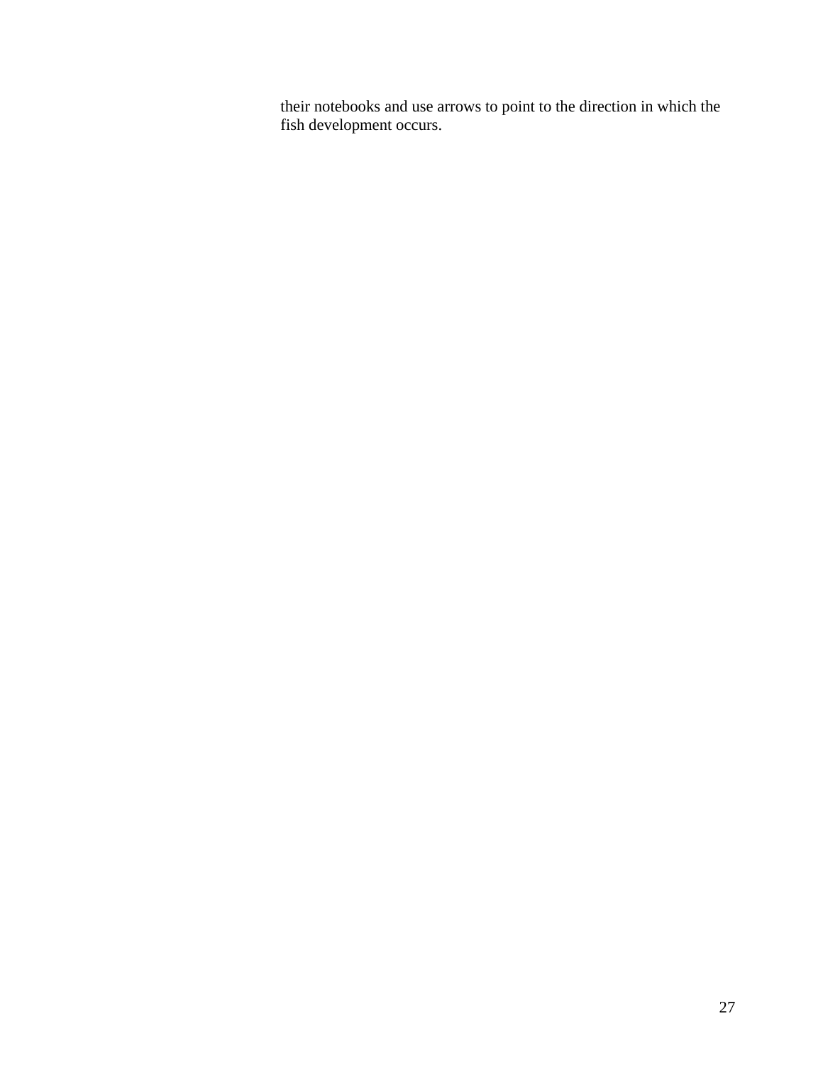their notebooks and use arrows to point to the direction in which the fish development occurs.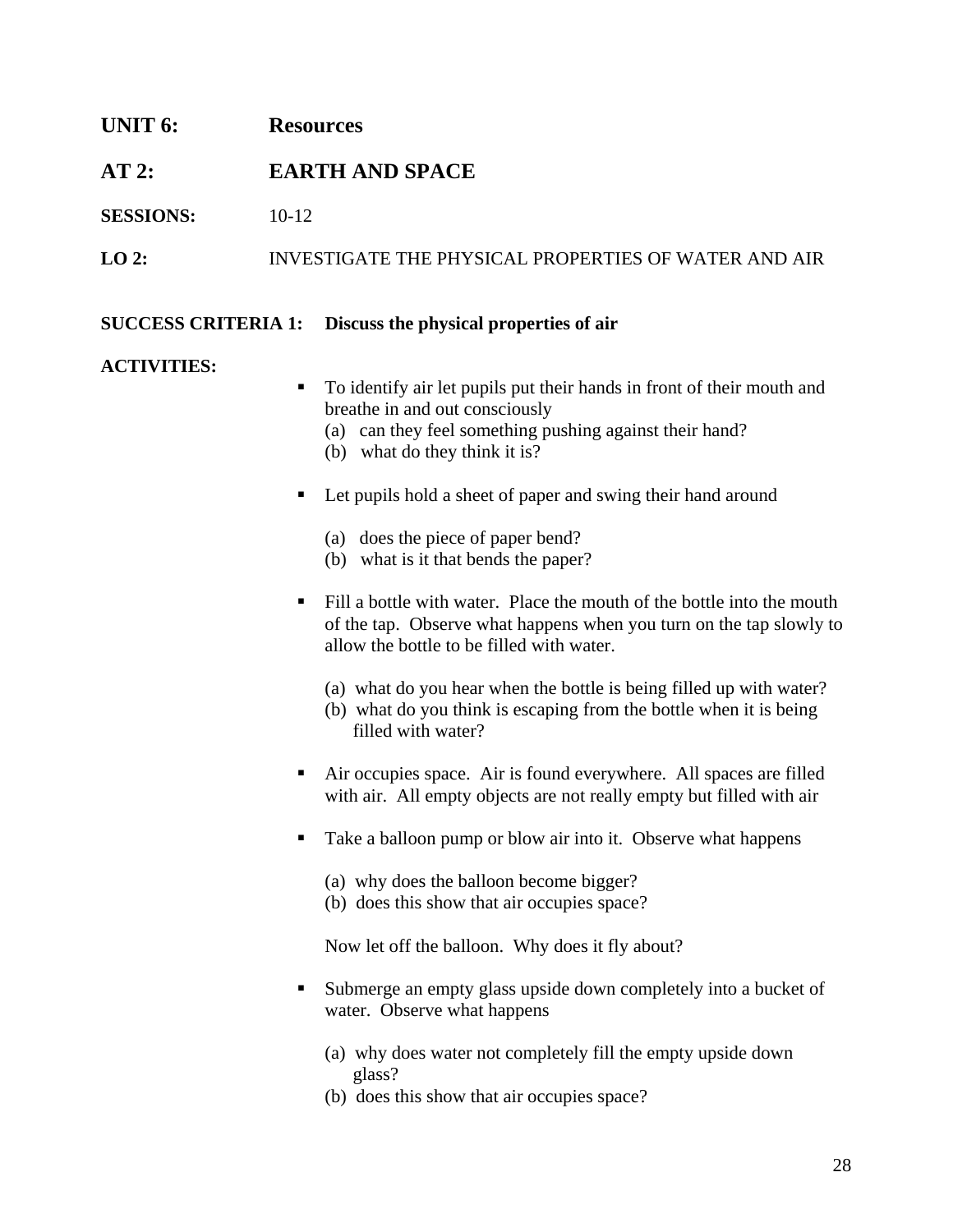**UNIT 6:** **Resources**

**AT 2:** **EARTH AND SPACE**

**SESSIONS:** 10-12

**LO 2:** INVESTIGATE THE PHYSICAL PROPERTIES OF WATER AND AIR

**SUCCESS CRITERIA 1:** **Discuss the physical properties of air**

**ACTIVITIES:**

- To identify air let pupils put their hands in front of their mouth and breathe in and out consciously
  - (a) can they feel something pushing against their hand?
  - (b) what do they think it is?

- Let pupils hold a sheet of paper and swing their hand around
  - (a) does the piece of paper bend?
  - (b) what is it that bends the paper?

- Fill a bottle with water. Place the mouth of the bottle into the mouth of the tap. Observe what happens when you turn on the tap slowly to allow the bottle to be filled with water.
  - (a) what do you hear when the bottle is being filled up with water?
  - (b) what do you think is escaping from the bottle when it is being filled with water?

- Air occupies space. Air is found everywhere. All spaces are filled with air. All empty objects are not really empty but filled with air

- Take a balloon pump or blow air into it. Observe what happens
  - (a) why does the balloon become bigger?
  - (b) does this show that air occupies space?

  Now let off the balloon. Why does it fly about?

- Submerge an empty glass upside down completely into a bucket of water. Observe what happens
  - (a) why does water not completely fill the empty upside down glass?
  - (b) does this show that air occupies space?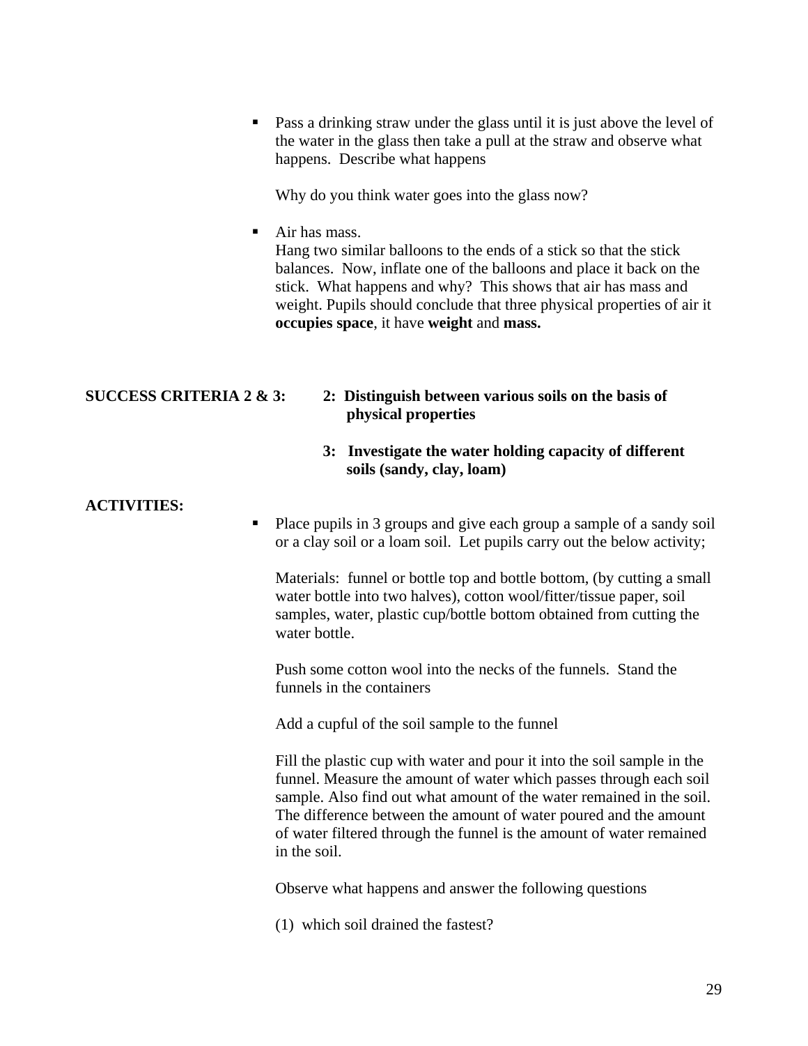- Pass a drinking straw under the glass until it is just above the level of the water in the glass then take a pull at the straw and observe what happens. Describe what happens

  Why do you think water goes into the glass now?

- Air has mass.
  Hang two similar balloons to the ends of a stick so that the stick balances. Now, inflate one of the balloons and place it back on the stick. What happens and why? This shows that air has mass and weight. Pupils should conclude that three physical properties of air it **occupies space**, it have **weight** and **mass.**

**SUCCESS CRITERIA 2 & 3:** **2: Distinguish between various soils on the basis of physical properties**

**3: Investigate the water holding capacity of different soils (sandy, clay, loam)**

**ACTIVITIES:**

- Place pupils in 3 groups and give each group a sample of a sandy soil or a clay soil or a loam soil. Let pupils carry out the below activity;

  Materials: funnel or bottle top and bottle bottom, (by cutting a small water bottle into two halves), cotton wool/fitter/tissue paper, soil samples, water, plastic cup/bottle bottom obtained from cutting the water bottle.

  Push some cotton wool into the necks of the funnels. Stand the funnels in the containers

  Add a cupful of the soil sample to the funnel

  Fill the plastic cup with water and pour it into the soil sample in the funnel. Measure the amount of water which passes through each soil sample. Also find out what amount of the water remained in the soil. The difference between the amount of water poured and the amount of water filtered through the funnel is the amount of water remained in the soil.

  Observe what happens and answer the following questions

  (1) which soil drained the fastest?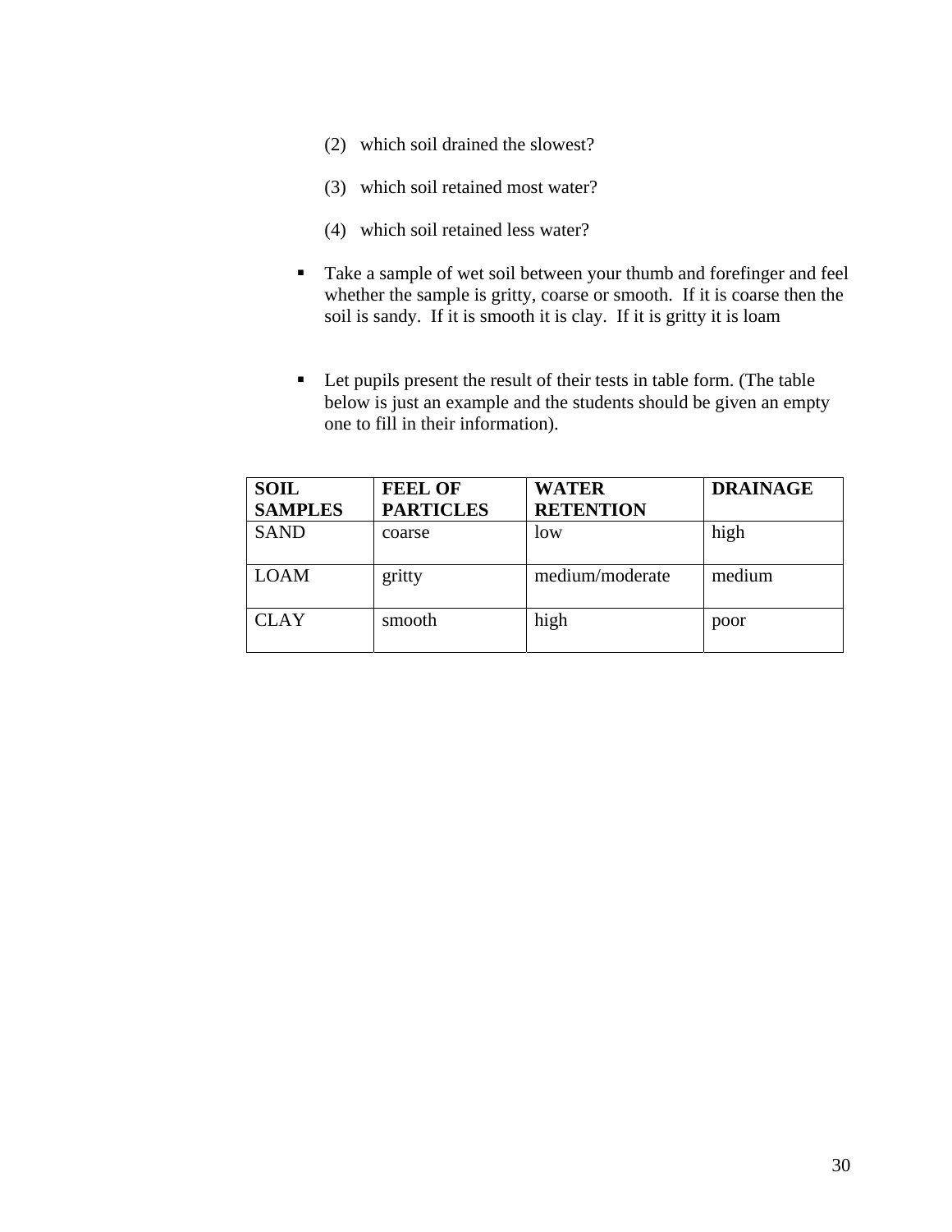(2) which soil drained the slowest?

(3) which soil retained most water?

(4) which soil retained less water?

- Take a sample of wet soil between your thumb and forefinger and feel whether the sample is gritty, coarse or smooth. If it is coarse then the soil is sandy. If it is smooth it is clay. If it is gritty it is loam

- Let pupils present the result of their tests in table form. (The table below is just an example and the students should be given an empty one to fill in their information).

| SOIL SAMPLES | FEEL OF PARTICLES | WATER RETENTION | DRAINAGE |
|---|---|---|---|
| SAND | coarse | low | high |
| LOAM | gritty | medium/moderate | medium |
| CLAY | smooth | high | poor |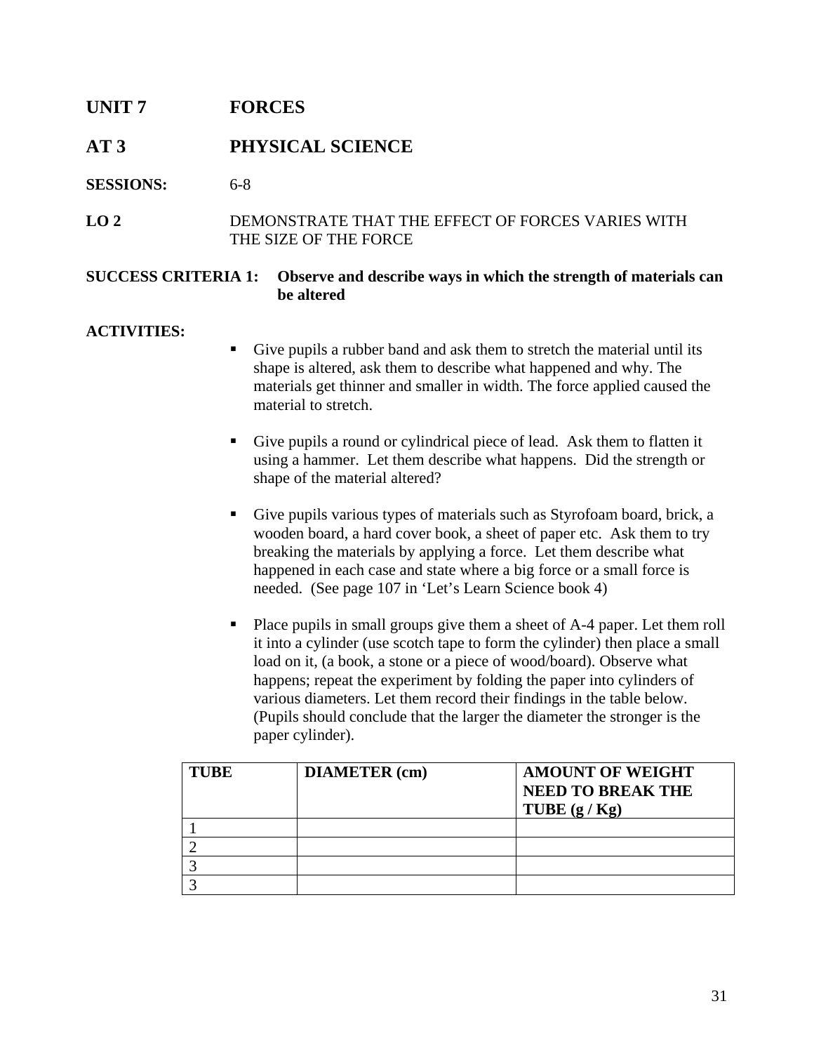## UNIT 7 FORCES

## AT 3 PHYSICAL SCIENCE

**SESSIONS:** 6-8

**LO 2** DEMONSTRATE THAT THE EFFECT OF FORCES VARIES WITH THE SIZE OF THE FORCE

**SUCCESS CRITERIA 1: Observe and describe ways in which the strength of materials can be altered**

**ACTIVITIES:**

- Give pupils a rubber band and ask them to stretch the material until its shape is altered, ask them to describe what happened and why. The materials get thinner and smaller in width. The force applied caused the material to stretch.
- Give pupils a round or cylindrical piece of lead. Ask them to flatten it using a hammer. Let them describe what happens. Did the strength or shape of the material altered?
- Give pupils various types of materials such as Styrofoam board, brick, a wooden board, a hard cover book, a sheet of paper etc. Ask them to try breaking the materials by applying a force. Let them describe what happened in each case and state where a big force or a small force is needed. (See page 107 in 'Let's Learn Science book 4)
- Place pupils in small groups give them a sheet of A-4 paper. Let them roll it into a cylinder (use scotch tape to form the cylinder) then place a small load on it, (a book, a stone or a piece of wood/board). Observe what happens; repeat the experiment by folding the paper into cylinders of various diameters. Let them record their findings in the table below. (Pupils should conclude that the larger the diameter the stronger is the paper cylinder).

| TUBE | DIAMETER (cm) | AMOUNT OF WEIGHT NEED TO BREAK THE TUBE (g / Kg) |
|---|---|---|
| 1 | | |
| 2 | | |
| 3 | | |
| 3 | | |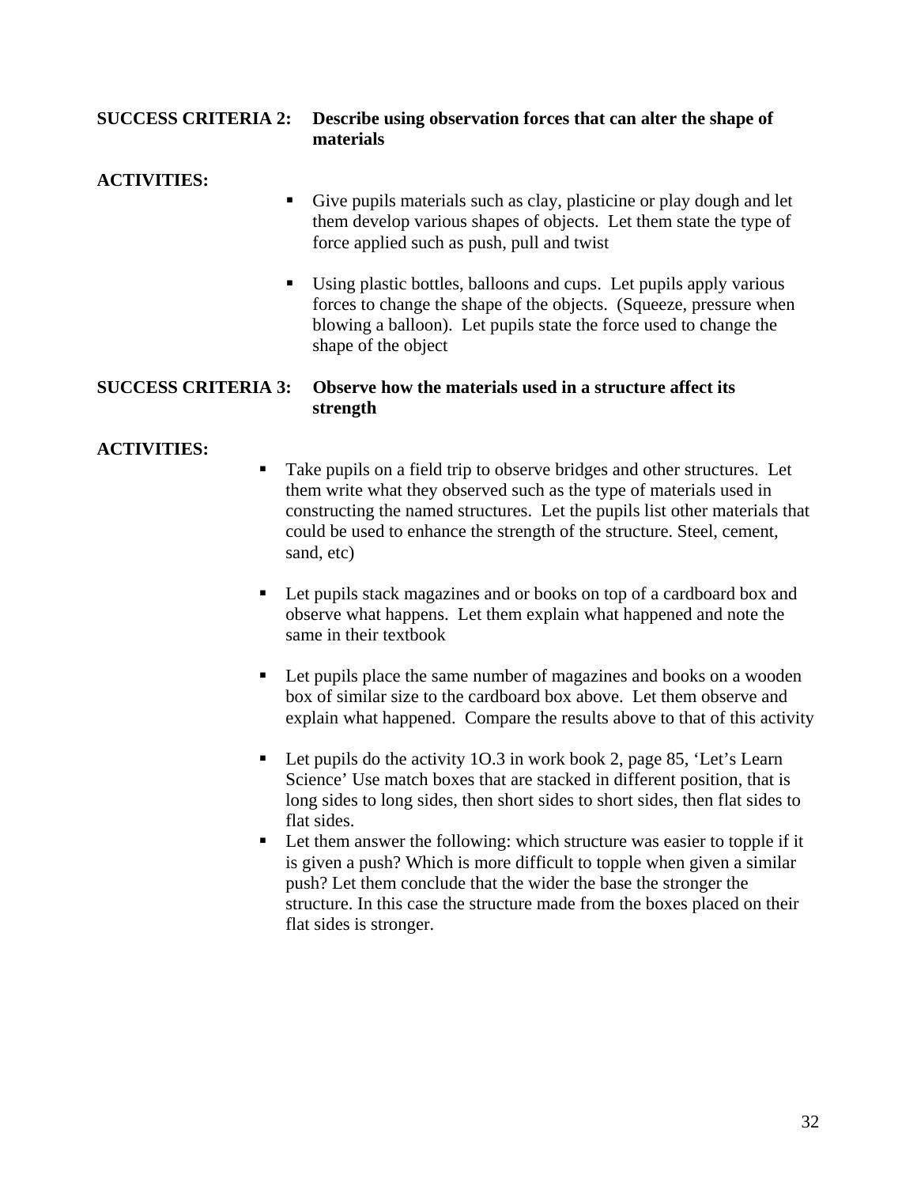**SUCCESS CRITERIA 2:** **Describe using observation forces that can alter the shape of materials**

**ACTIVITIES:**

- Give pupils materials such as clay, plasticine or play dough and let them develop various shapes of objects. Let them state the type of force applied such as push, pull and twist
- Using plastic bottles, balloons and cups. Let pupils apply various forces to change the shape of the objects. (Squeeze, pressure when blowing a balloon). Let pupils state the force used to change the shape of the object

**SUCCESS CRITERIA 3:** **Observe how the materials used in a structure affect its strength**

**ACTIVITIES:**

- Take pupils on a field trip to observe bridges and other structures. Let them write what they observed such as the type of materials used in constructing the named structures. Let the pupils list other materials that could be used to enhance the strength of the structure. Steel, cement, sand, etc)
- Let pupils stack magazines and or books on top of a cardboard box and observe what happens. Let them explain what happened and note the same in their textbook
- Let pupils place the same number of magazines and books on a wooden box of similar size to the cardboard box above. Let them observe and explain what happened. Compare the results above to that of this activity
- Let pupils do the activity 1O.3 in work book 2, page 85, 'Let's Learn Science' Use match boxes that are stacked in different position, that is long sides to long sides, then short sides to short sides, then flat sides to flat sides.
- Let them answer the following: which structure was easier to topple if it is given a push? Which is more difficult to topple when given a similar push? Let them conclude that the wider the base the stronger the structure. In this case the structure made from the boxes placed on their flat sides is stronger.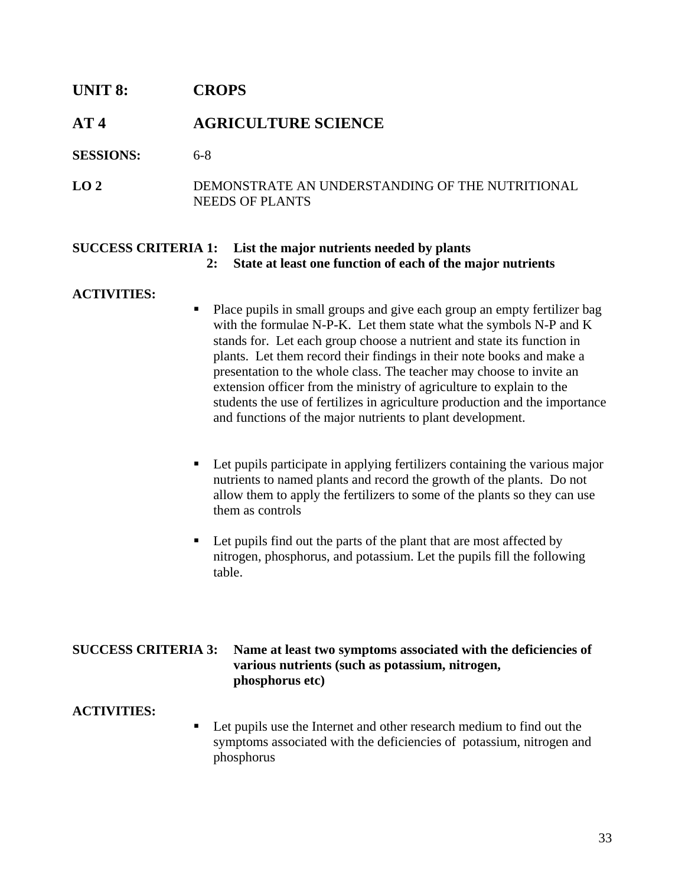## UNIT 8: CROPS

## AT 4 AGRICULTURE SCIENCE

**SESSIONS:** 6-8

**LO 2** DEMONSTRATE AN UNDERSTANDING OF THE NUTRITIONAL NEEDS OF PLANTS

**SUCCESS CRITERIA 1: List the major nutrients needed by plants**
**2: State at least one function of each of the major nutrients**

**ACTIVITIES:**

- Place pupils in small groups and give each group an empty fertilizer bag with the formulae N-P-K. Let them state what the symbols N-P and K stands for. Let each group choose a nutrient and state its function in plants. Let them record their findings in their note books and make a presentation to the whole class. The teacher may choose to invite an extension officer from the ministry of agriculture to explain to the students the use of fertilizes in agriculture production and the importance and functions of the major nutrients to plant development.

- Let pupils participate in applying fertilizers containing the various major nutrients to named plants and record the growth of the plants. Do not allow them to apply the fertilizers to some of the plants so they can use them as controls

- Let pupils find out the parts of the plant that are most affected by nitrogen, phosphorus, and potassium. Let the pupils fill the following table.

**SUCCESS CRITERIA 3: Name at least two symptoms associated with the deficiencies of various nutrients (such as potassium, nitrogen, phosphorus etc)**

**ACTIVITIES:**

- Let pupils use the Internet and other research medium to find out the symptoms associated with the deficiencies of potassium, nitrogen and phosphorus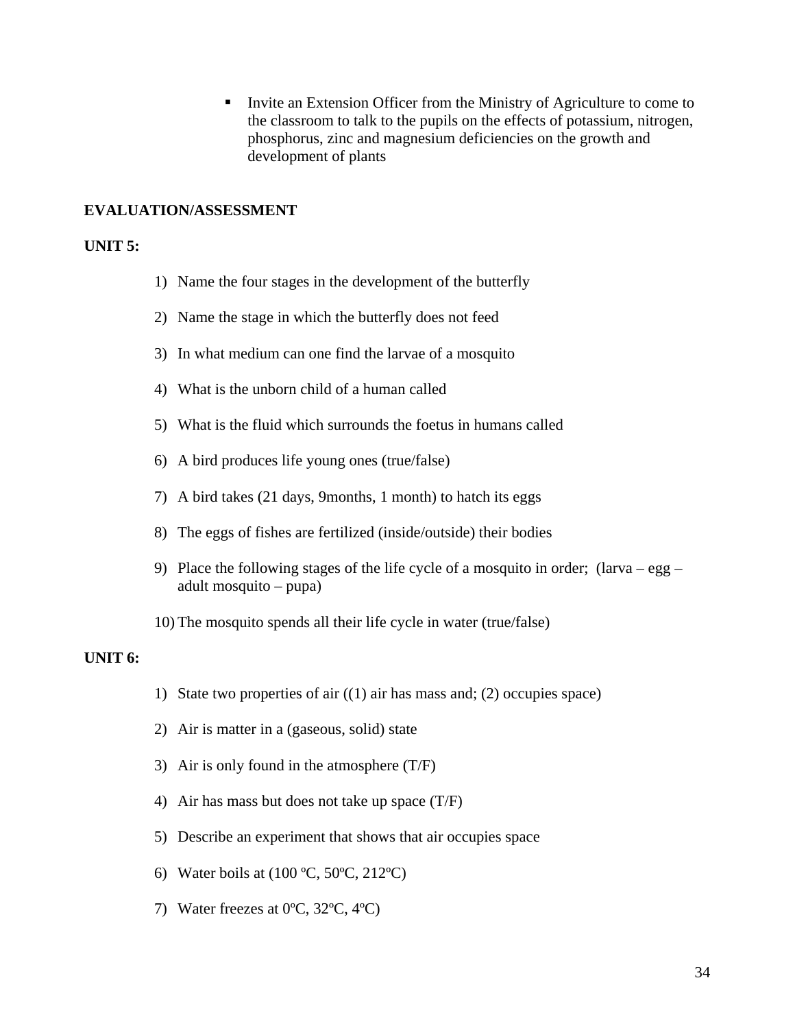- Invite an Extension Officer from the Ministry of Agriculture to come to the classroom to talk to the pupils on the effects of potassium, nitrogen, phosphorus, zinc and magnesium deficiencies on the growth and development of plants

**EVALUATION/ASSESSMENT**

**UNIT 5:**

1) Name the four stages in the development of the butterfly
2) Name the stage in which the butterfly does not feed
3) In what medium can one find the larvae of a mosquito
4) What is the unborn child of a human called
5) What is the fluid which surrounds the foetus in humans called
6) A bird produces life young ones (true/false)
7) A bird takes (21 days, 9months, 1 month) to hatch its eggs
8) The eggs of fishes are fertilized (inside/outside) their bodies
9) Place the following stages of the life cycle of a mosquito in order; (larva – egg – adult mosquito – pupa)
10) The mosquito spends all their life cycle in water (true/false)

**UNIT 6:**

1) State two properties of air ((1) air has mass and; (2) occupies space)
2) Air is matter in a (gaseous, solid) state
3) Air is only found in the atmosphere (T/F)
4) Air has mass but does not take up space (T/F)
5) Describe an experiment that shows that air occupies space
6) Water boils at (100 ºC, 50ºC, 212ºC)
7) Water freezes at 0ºC, 32ºC, 4ºC)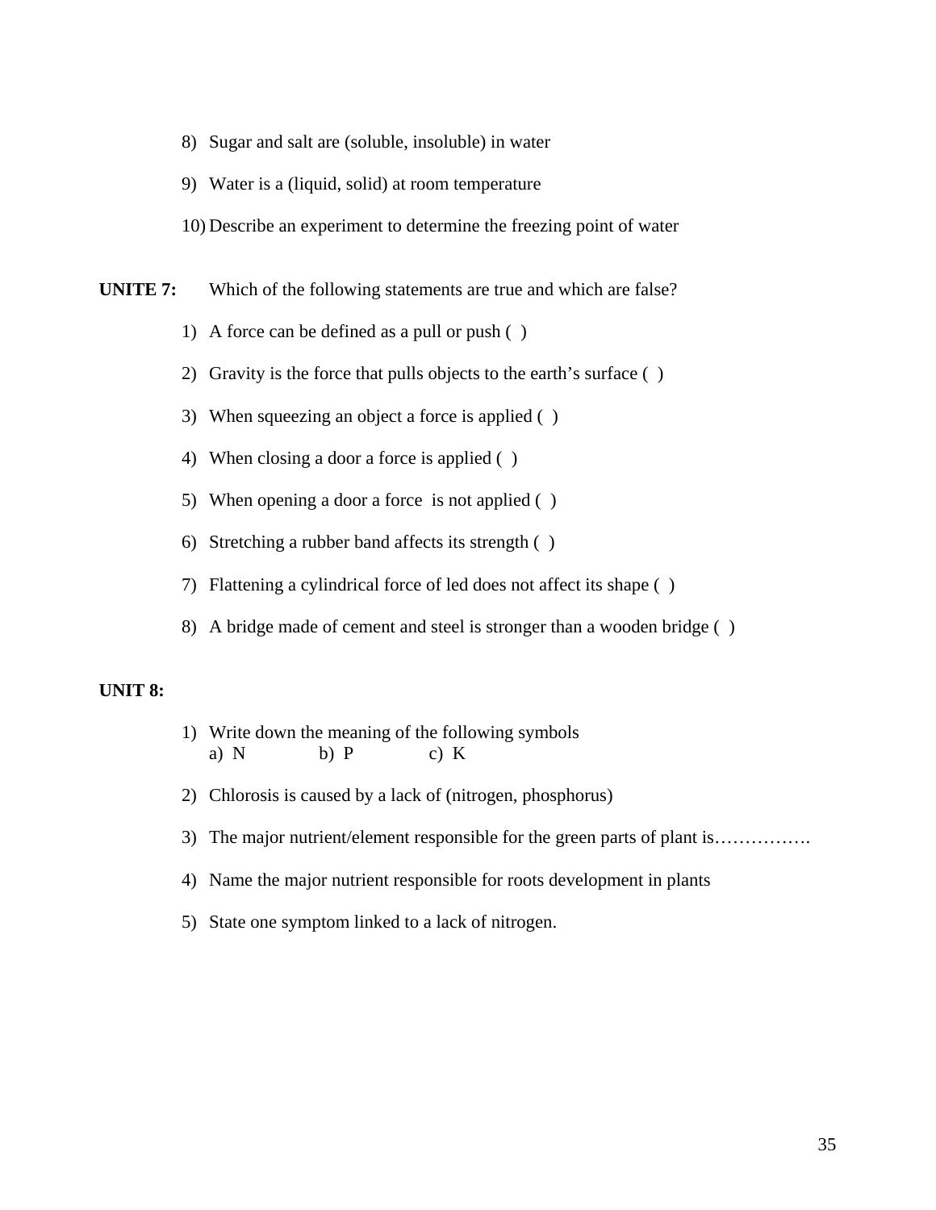8) Sugar and salt are (soluble, insoluble) in water

9) Water is a (liquid, solid) at room temperature

10) Describe an experiment to determine the freezing point of water

**UNITE 7:** Which of the following statements are true and which are false?

1) A force can be defined as a pull or push ( )

2) Gravity is the force that pulls objects to the earth's surface ( )

3) When squeezing an object a force is applied ( )

4) When closing a door a force is applied ( )

5) When opening a door a force is not applied ( )

6) Stretching a rubber band affects its strength ( )

7) Flattening a cylindrical force of led does not affect its shape ( )

8) A bridge made of cement and steel is stronger than a wooden bridge ( )

**UNIT 8:**

1) Write down the meaning of the following symbols
   a) N b) P c) K

2) Chlorosis is caused by a lack of (nitrogen, phosphorus)

3) The major nutrient/element responsible for the green parts of plant is…………….

4) Name the major nutrient responsible for roots development in plants

5) State one symptom linked to a lack of nitrogen.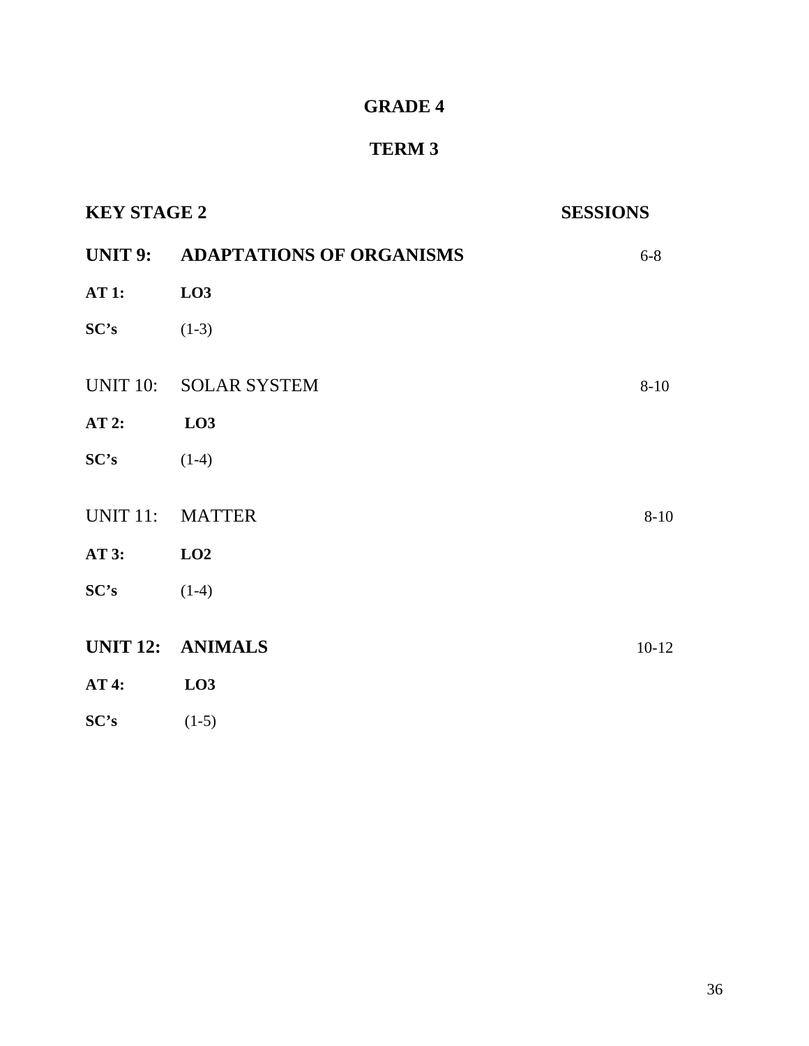# GRADE 4

## TERM 3

| **KEY STAGE 2** | | **SESSIONS** |
|---|---|---|
| **UNIT 9:** | **ADAPTATIONS OF ORGANISMS** | 6-8 |
| **AT 1:** | **LO3** | |
| **SC's** | (1-3) | |
| UNIT 10: | SOLAR SYSTEM | 8-10 |
| **AT 2:** | **LO3** | |
| **SC's** | (1-4) | |
| UNIT 11: | MATTER | 8-10 |
| **AT 3:** | **LO2** | |
| **SC's** | (1-4) | |
| **UNIT 12:** | **ANIMALS** | 10-12 |
| **AT 4:** | **LO3** | |
| **SC's** | (1-5) | |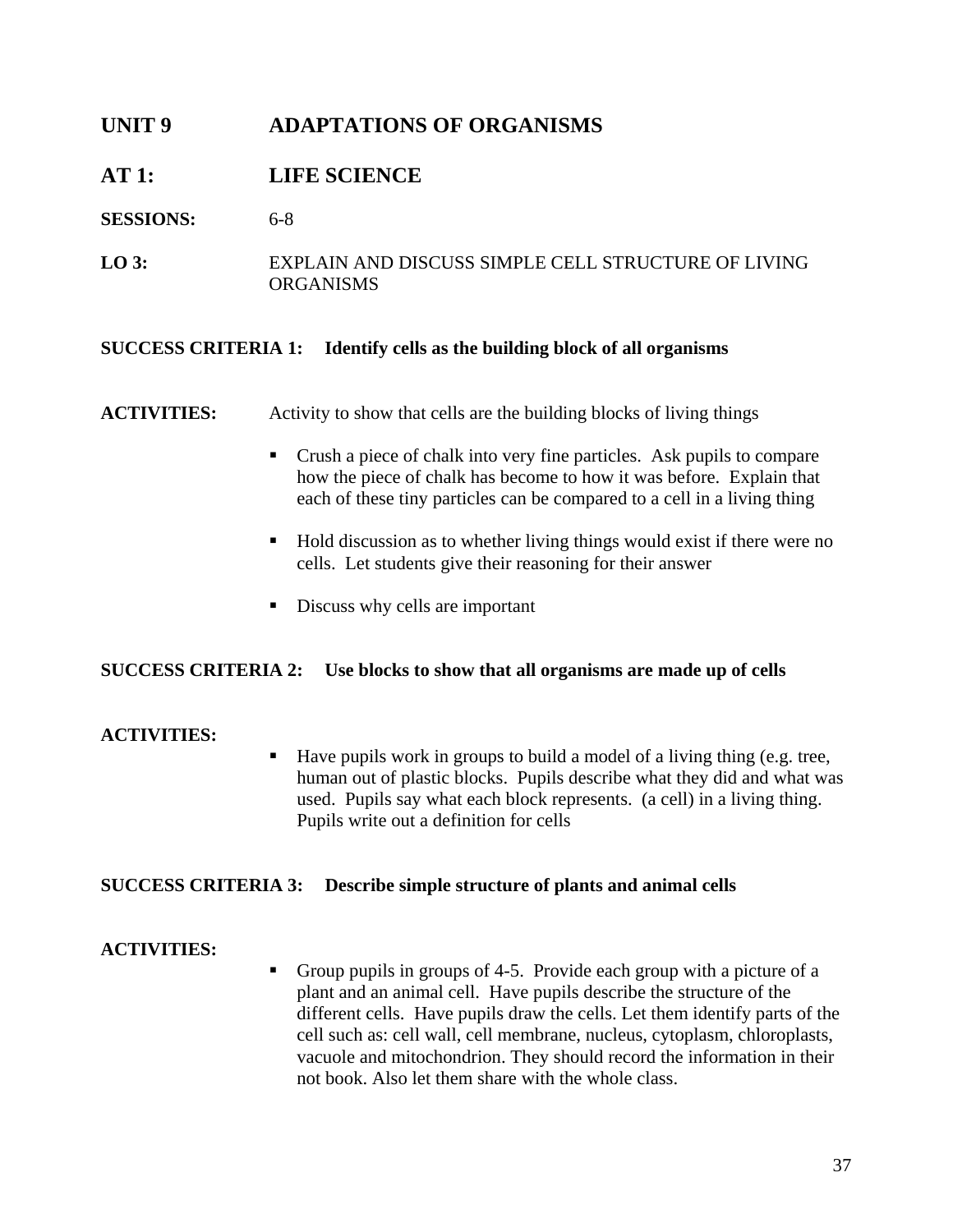## UNIT 9 ADAPTATIONS OF ORGANISMS

## AT 1: LIFE SCIENCE

**SESSIONS:** 6-8

**LO 3:** EXPLAIN AND DISCUSS SIMPLE CELL STRUCTURE OF LIVING ORGANISMS

**SUCCESS CRITERIA 1: Identify cells as the building block of all organisms**

**ACTIVITIES:** Activity to show that cells are the building blocks of living things

- Crush a piece of chalk into very fine particles. Ask pupils to compare how the piece of chalk has become to how it was before. Explain that each of these tiny particles can be compared to a cell in a living thing
- Hold discussion as to whether living things would exist if there were no cells. Let students give their reasoning for their answer
- Discuss why cells are important

**SUCCESS CRITERIA 2: Use blocks to show that all organisms are made up of cells**

**ACTIVITIES:**

- Have pupils work in groups to build a model of a living thing (e.g. tree, human out of plastic blocks. Pupils describe what they did and what was used. Pupils say what each block represents. (a cell) in a living thing. Pupils write out a definition for cells

**SUCCESS CRITERIA 3: Describe simple structure of plants and animal cells**

**ACTIVITIES:**

- Group pupils in groups of 4-5. Provide each group with a picture of a plant and an animal cell. Have pupils describe the structure of the different cells. Have pupils draw the cells. Let them identify parts of the cell such as: cell wall, cell membrane, nucleus, cytoplasm, chloroplasts, vacuole and mitochondrion. They should record the information in their not book. Also let them share with the whole class.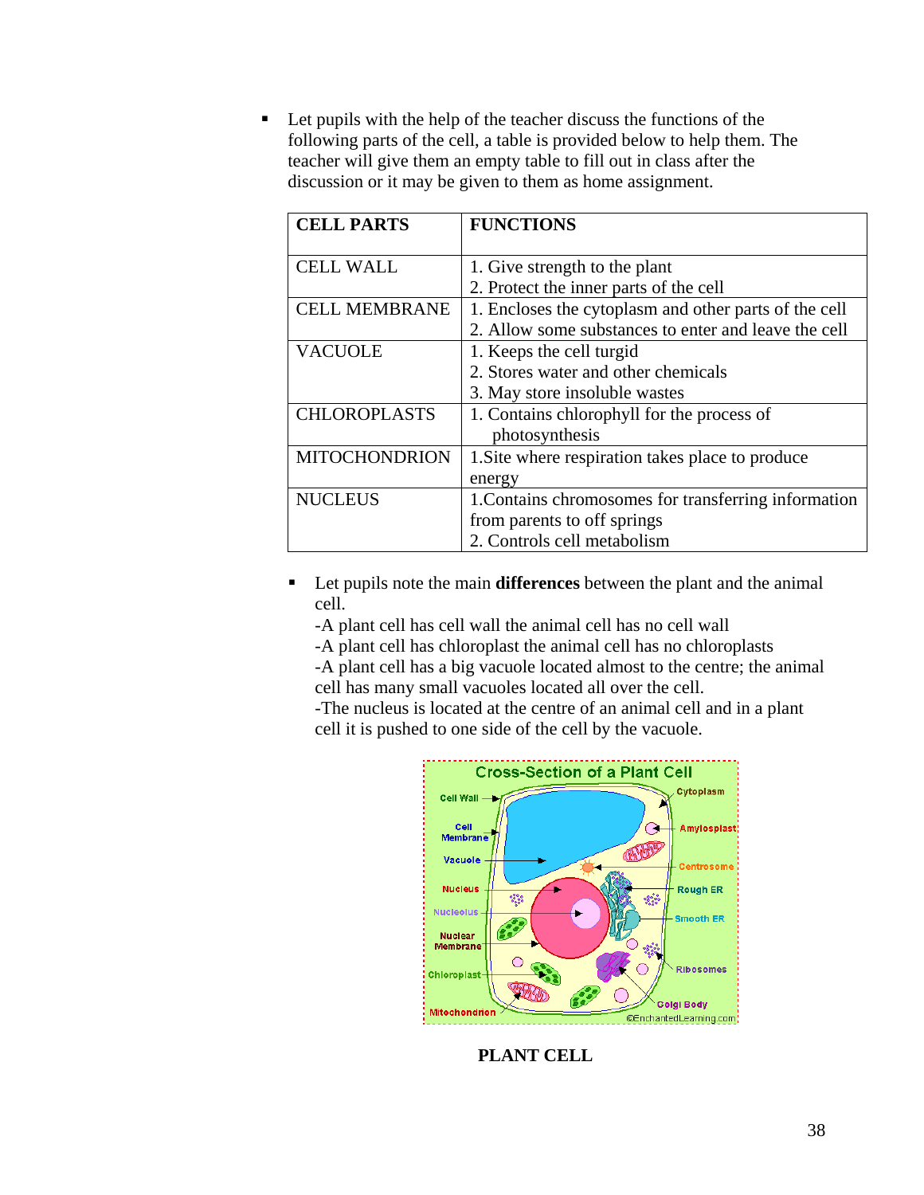- Let pupils with the help of the teacher discuss the functions of the following parts of the cell, a table is provided below to help them. The teacher will give them an empty table to fill out in class after the discussion or it may be given to them as home assignment.

| CELL PARTS | FUNCTIONS |
|---|---|
| CELL WALL | 1. Give strength to the plant<br>2. Protect the inner parts of the cell |
| CELL MEMBRANE | 1. Encloses the cytoplasm and other parts of the cell<br>2. Allow some substances to enter and leave the cell |
| VACUOLE | 1. Keeps the cell turgid<br>2. Stores water and other chemicals<br>3. May store insoluble wastes |
| CHLOROPLASTS | 1. Contains chlorophyll for the process of photosynthesis |
| MITOCHONDRION | 1.Site where respiration takes place to produce energy |
| NUCLEUS | 1.Contains chromosomes for transferring information from parents to off springs<br>2. Controls cell metabolism |

- Let pupils note the main **differences** between the plant and the animal cell.
  -A plant cell has cell wall the animal cell has no cell wall
  -A plant cell has chloroplast the animal cell has no chloroplasts
  -A plant cell has a big vacuole located almost to the centre; the animal cell has many small vacuoles located all over the cell.
  -The nucleus is located at the centre of an animal cell and in a plant cell it is pushed to one side of the cell by the vacuole.

**PLANT CELL**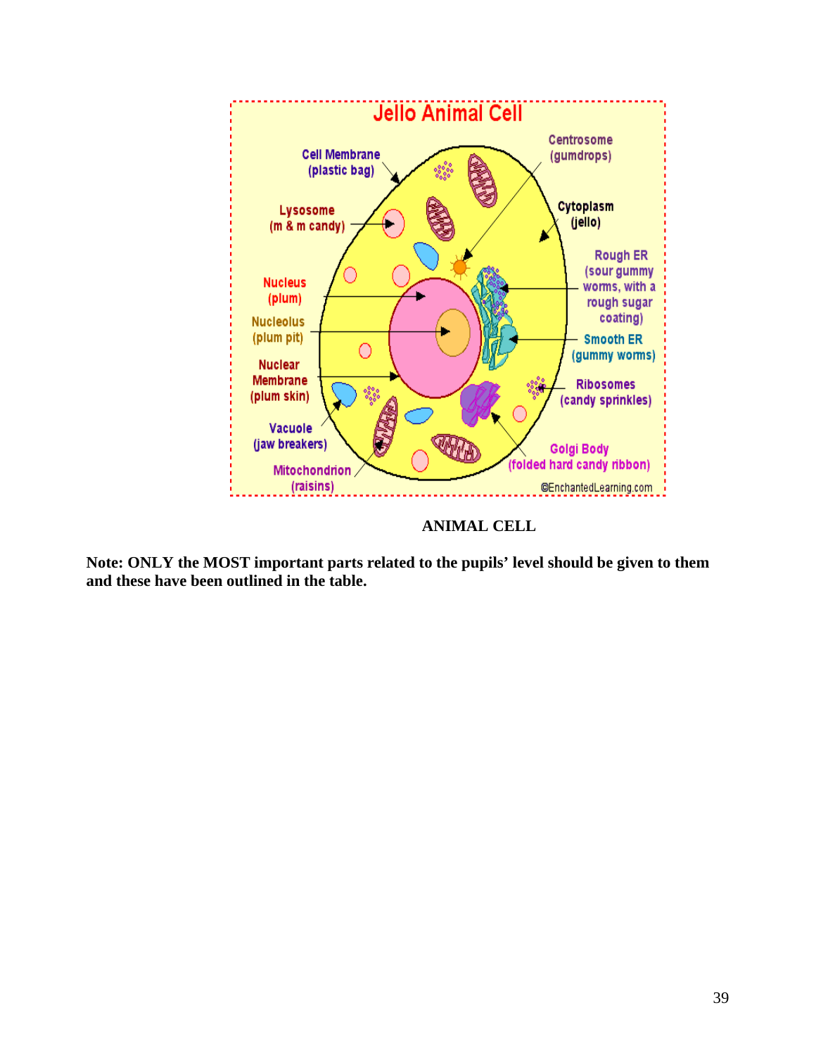Jello Animal Cell

Cell Membrane (plastic bag)

Lysosome (m & m candy)

Nucleus (plum)

Nucleolus (plum pit)

Nuclear Membrane (plum skin)

Vacuole (jaw breakers)

Mitochondrion (raisins)

Centrosome (gumdrops)

Cytoplasm (jello)

Rough ER (sour gummy worms, with a rough sugar coating)

Smooth ER (gummy worms)

Ribosomes (candy sprinkles)

Golgi Body (folded hard candy ribbon)

©EnchantedLearning.com

**ANIMAL CELL**

**Note: ONLY the MOST important parts related to the pupils' level should be given to them and these have been outlined in the table.**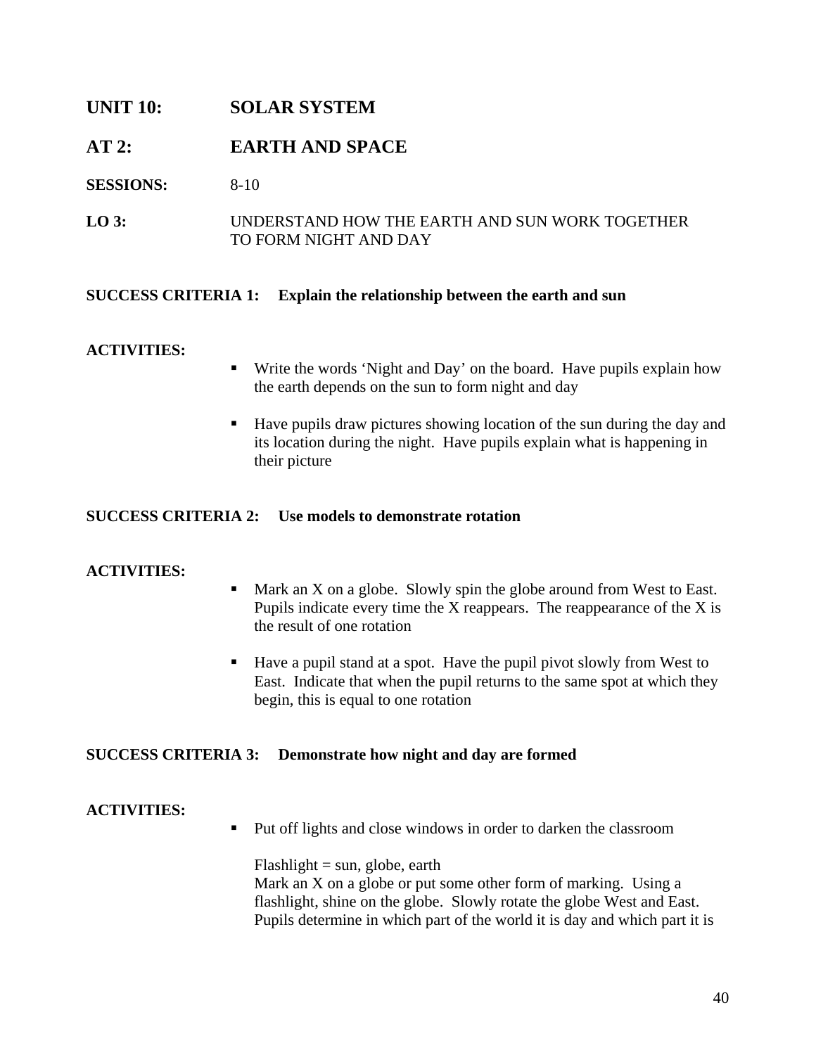## UNIT 10: SOLAR SYSTEM

## AT 2: EARTH AND SPACE

**SESSIONS:** 8-10

**LO 3:** UNDERSTAND HOW THE EARTH AND SUN WORK TOGETHER TO FORM NIGHT AND DAY

**SUCCESS CRITERIA 1: Explain the relationship between the earth and sun**

**ACTIVITIES:**

- Write the words 'Night and Day' on the board. Have pupils explain how the earth depends on the sun to form night and day
- Have pupils draw pictures showing location of the sun during the day and its location during the night. Have pupils explain what is happening in their picture

**SUCCESS CRITERIA 2: Use models to demonstrate rotation**

**ACTIVITIES:**

- Mark an X on a globe. Slowly spin the globe around from West to East. Pupils indicate every time the X reappears. The reappearance of the X is the result of one rotation
- Have a pupil stand at a spot. Have the pupil pivot slowly from West to East. Indicate that when the pupil returns to the same spot at which they begin, this is equal to one rotation

**SUCCESS CRITERIA 3: Demonstrate how night and day are formed**

**ACTIVITIES:**

- Put off lights and close windows in order to darken the classroom

  Flashlight = sun, globe, earth
  Mark an X on a globe or put some other form of marking. Using a flashlight, shine on the globe. Slowly rotate the globe West and East. Pupils determine in which part of the world it is day and which part it is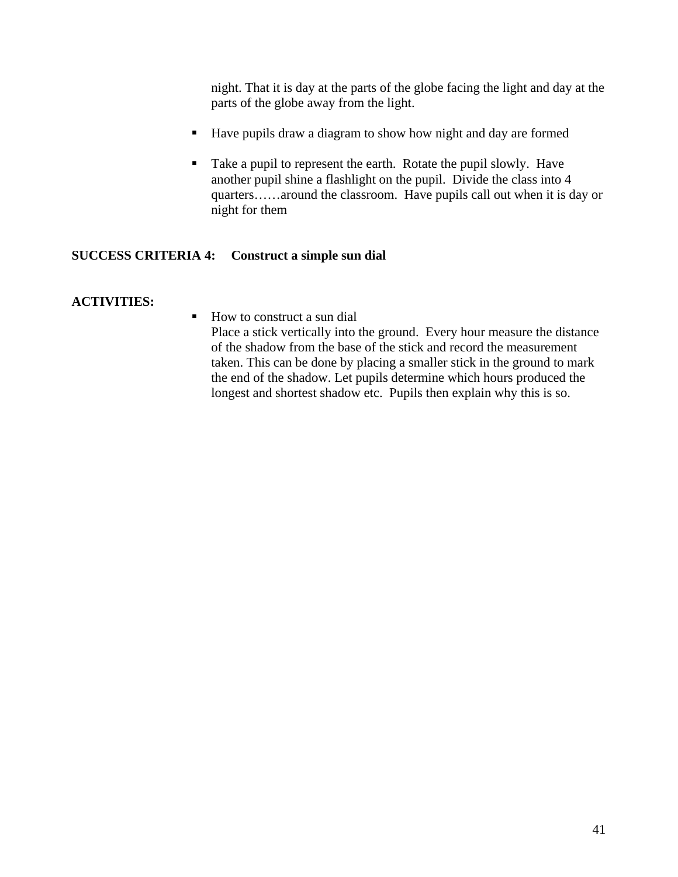night. That it is day at the parts of the globe facing the light and day at the parts of the globe away from the light.

- Have pupils draw a diagram to show how night and day are formed

- Take a pupil to represent the earth. Rotate the pupil slowly. Have another pupil shine a flashlight on the pupil. Divide the class into 4 quarters……around the classroom. Have pupils call out when it is day or night for them

**SUCCESS CRITERIA 4: Construct a simple sun dial**

**ACTIVITIES:**

- How to construct a sun dial
  Place a stick vertically into the ground. Every hour measure the distance of the shadow from the base of the stick and record the measurement taken. This can be done by placing a smaller stick in the ground to mark the end of the shadow. Let pupils determine which hours produced the longest and shortest shadow etc. Pupils then explain why this is so.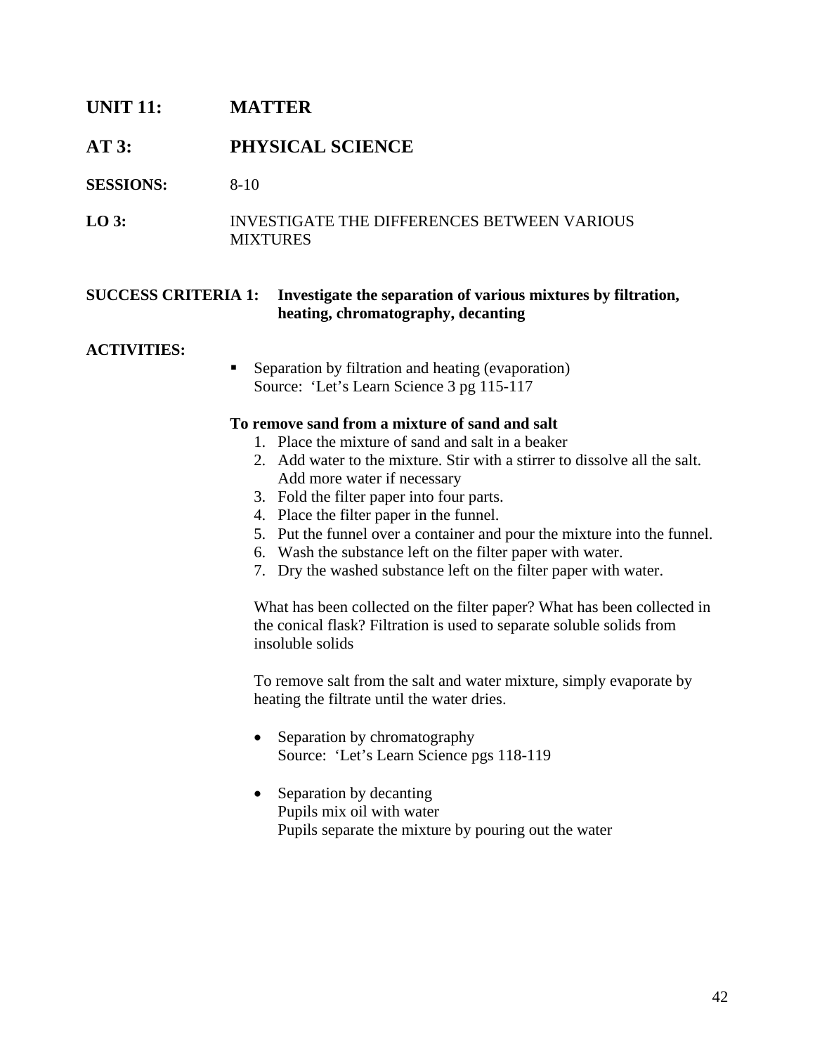## UNIT 11: MATTER

## AT 3: PHYSICAL SCIENCE

**SESSIONS:** 8-10

**LO 3:** INVESTIGATE THE DIFFERENCES BETWEEN VARIOUS MIXTURES

**SUCCESS CRITERIA 1: Investigate the separation of various mixtures by filtration, heating, chromatography, decanting**

**ACTIVITIES:**

- Separation by filtration and heating (evaporation)
  Source: 'Let's Learn Science 3 pg 115-117

**To remove sand from a mixture of sand and salt**

1. Place the mixture of sand and salt in a beaker
2. Add water to the mixture. Stir with a stirrer to dissolve all the salt. Add more water if necessary
3. Fold the filter paper into four parts.
4. Place the filter paper in the funnel.
5. Put the funnel over a container and pour the mixture into the funnel.
6. Wash the substance left on the filter paper with water.
7. Dry the washed substance left on the filter paper with water.

What has been collected on the filter paper? What has been collected in the conical flask? Filtration is used to separate soluble solids from insoluble solids

To remove salt from the salt and water mixture, simply evaporate by heating the filtrate until the water dries.

- Separation by chromatography
  Source: 'Let's Learn Science pgs 118-119

- Separation by decanting
  Pupils mix oil with water
  Pupils separate the mixture by pouring out the water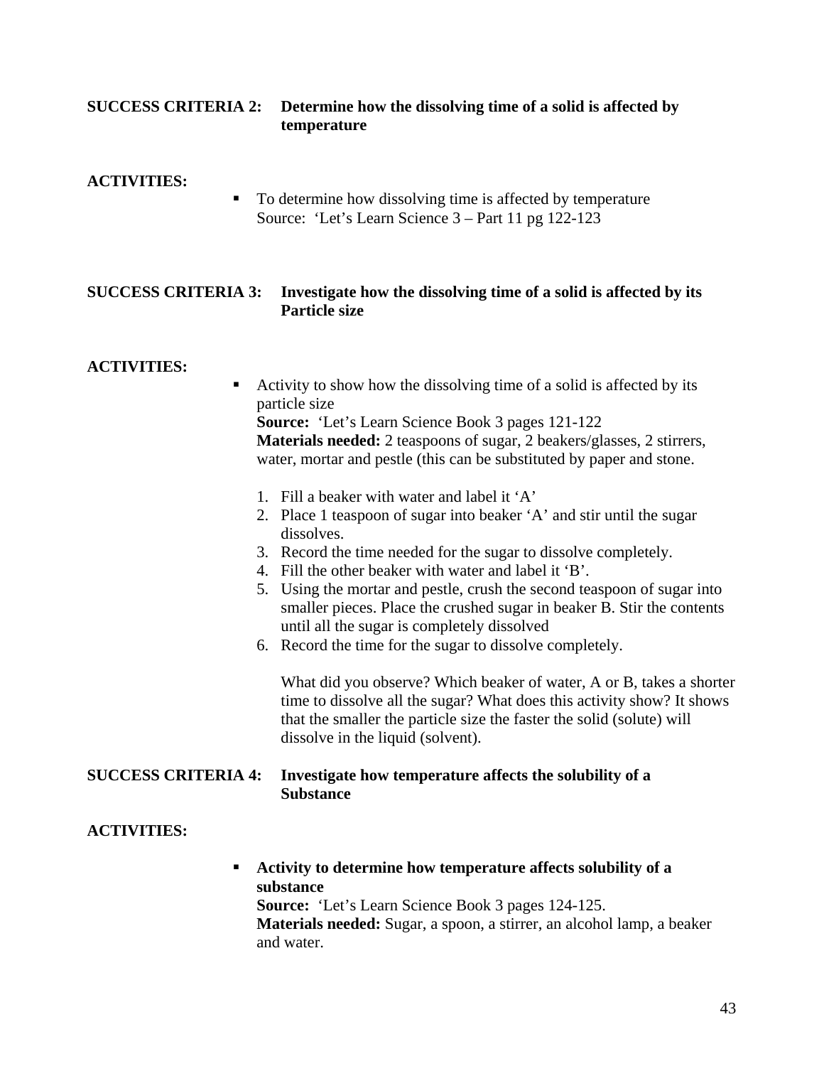**SUCCESS CRITERIA 2:** **Determine how the dissolving time of a solid is affected by temperature**

**ACTIVITIES:**

- To determine how dissolving time is affected by temperature
  Source: 'Let's Learn Science 3 – Part 11 pg 122-123

**SUCCESS CRITERIA 3:** **Investigate how the dissolving time of a solid is affected by its Particle size**

**ACTIVITIES:**

- Activity to show how the dissolving time of a solid is affected by its particle size
  **Source:** 'Let's Learn Science Book 3 pages 121-122
  **Materials needed:** 2 teaspoons of sugar, 2 beakers/glasses, 2 stirrers, water, mortar and pestle (this can be substituted by paper and stone.

  1. Fill a beaker with water and label it 'A'
  2. Place 1 teaspoon of sugar into beaker 'A' and stir until the sugar dissolves.
  3. Record the time needed for the sugar to dissolve completely.
  4. Fill the other beaker with water and label it 'B'.
  5. Using the mortar and pestle, crush the second teaspoon of sugar into smaller pieces. Place the crushed sugar in beaker B. Stir the contents until all the sugar is completely dissolved
  6. Record the time for the sugar to dissolve completely.

     What did you observe? Which beaker of water, A or B, takes a shorter time to dissolve all the sugar? What does this activity show? It shows that the smaller the particle size the faster the solid (solute) will dissolve in the liquid (solvent).

**SUCCESS CRITERIA 4:** **Investigate how temperature affects the solubility of a Substance**

**ACTIVITIES:**

- **Activity to determine how temperature affects solubility of a substance**
  **Source:** 'Let's Learn Science Book 3 pages 124-125.
  **Materials needed:** Sugar, a spoon, a stirrer, an alcohol lamp, a beaker and water.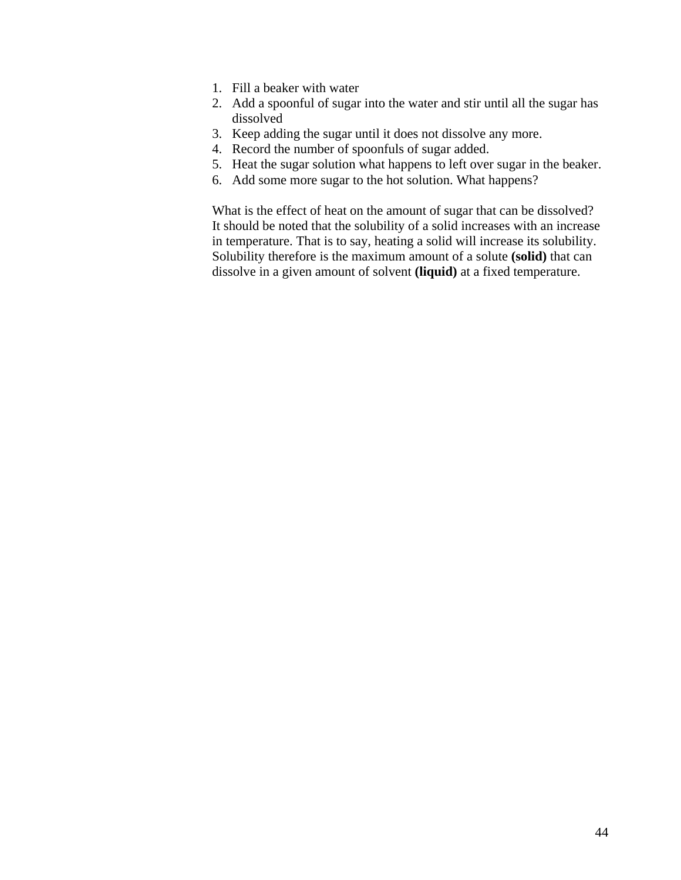1. Fill a beaker with water
2. Add a spoonful of sugar into the water and stir until all the sugar has dissolved
3. Keep adding the sugar until it does not dissolve any more.
4. Record the number of spoonfuls of sugar added.
5. Heat the sugar solution what happens to left over sugar in the beaker.
6. Add some more sugar to the hot solution. What happens?

What is the effect of heat on the amount of sugar that can be dissolved? It should be noted that the solubility of a solid increases with an increase in temperature. That is to say, heating a solid will increase its solubility. Solubility therefore is the maximum amount of a solute **(solid)** that can dissolve in a given amount of solvent **(liquid)** at a fixed temperature.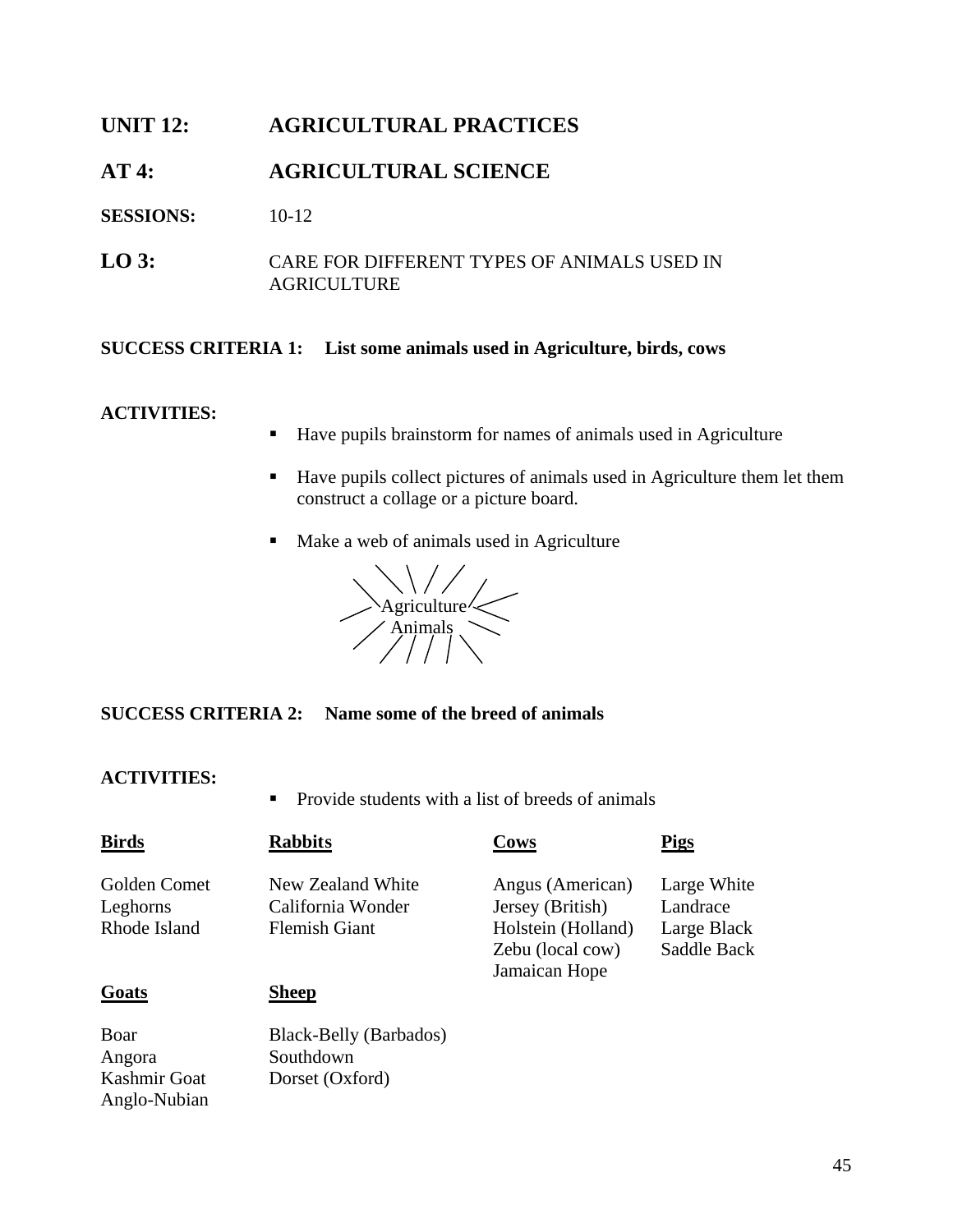## UNIT 12: AGRICULTURAL PRACTICES

## AT 4: AGRICULTURAL SCIENCE

**SESSIONS:** 10-12

**LO 3:** CARE FOR DIFFERENT TYPES OF ANIMALS USED IN AGRICULTURE

**SUCCESS CRITERIA 1: List some animals used in Agriculture, birds, cows**

**ACTIVITIES:**

- Have pupils brainstorm for names of animals used in Agriculture
- Have pupils collect pictures of animals used in Agriculture them let them construct a collage or a picture board.
- Make a web of animals used in Agriculture

Agriculture Animals

**SUCCESS CRITERIA 2: Name some of the breed of animals**

**ACTIVITIES:**

- Provide students with a list of breeds of animals

| Birds | Rabbits | Cows | Pigs |
|---|---|---|---|
| Golden Comet | New Zealand White | Angus (American) | Large White |
| Leghorns | California Wonder | Jersey (British) | Landrace |
| Rhode Island | Flemish Giant | Holstein (Holland) | Large Black |
| | | Zebu (local cow) | Saddle Back |
| | | Jamaican Hope | |

| Goats | Sheep |
|---|---|
| Boar | Black-Belly (Barbados) |
| Angora | Southdown |
| Kashmir Goat | Dorset (Oxford) |
| Anglo-Nubian | |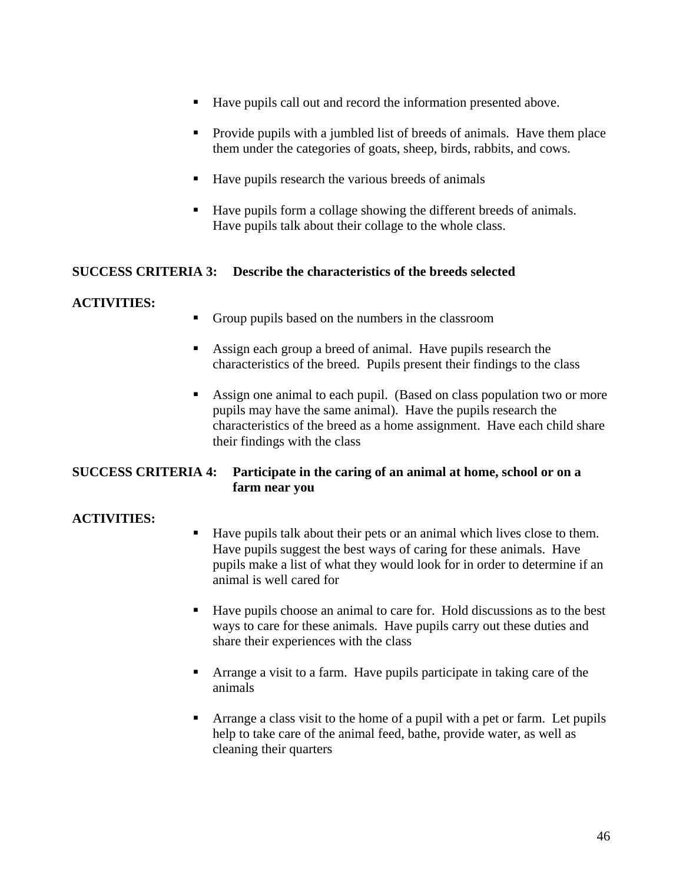- Have pupils call out and record the information presented above.

- Provide pupils with a jumbled list of breeds of animals.  Have them place them under the categories of goats, sheep, birds, rabbits, and cows.

- Have pupils research the various breeds of animals

- Have pupils form a collage showing the different breeds of animals.  Have pupils talk about their collage to the whole class.

**SUCCESS CRITERIA 3: Describe the characteristics of the breeds selected**

**ACTIVITIES:**

- Group pupils based on the numbers in the classroom

- Assign each group a breed of animal.  Have pupils research the characteristics of the breed.  Pupils present their findings to the class

- Assign one animal to each pupil.  (Based on class population two or more pupils may have the same animal).  Have the pupils research the characteristics of the breed as a home assignment.  Have each child share their findings with the class

**SUCCESS CRITERIA 4: Participate in the caring of an animal at home, school or on a farm near you**

**ACTIVITIES:**

- Have pupils talk about their pets or an animal which lives close to them.  Have pupils suggest the best ways of caring for these animals.  Have pupils make a list of what they would look for in order to determine if an animal is well cared for

- Have pupils choose an animal to care for.  Hold discussions as to the best ways to care for these animals.  Have pupils carry out these duties and share their experiences with the class

- Arrange a visit to a farm.  Have pupils participate in taking care of the animals

- Arrange a class visit to the home of a pupil with a pet or farm.  Let pupils help to take care of the animal feed, bathe, provide water, as well as cleaning their quarters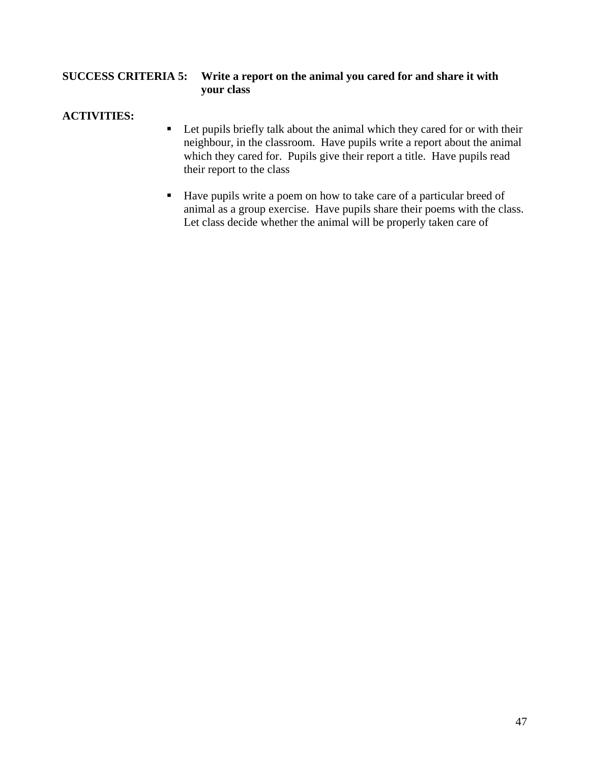**SUCCESS CRITERIA 5:** **Write a report on the animal you cared for and share it with your class**

**ACTIVITIES:**

- Let pupils briefly talk about the animal which they cared for or with their neighbour, in the classroom. Have pupils write a report about the animal which they cared for. Pupils give their report a title. Have pupils read their report to the class

- Have pupils write a poem on how to take care of a particular breed of animal as a group exercise. Have pupils share their poems with the class. Let class decide whether the animal will be properly taken care of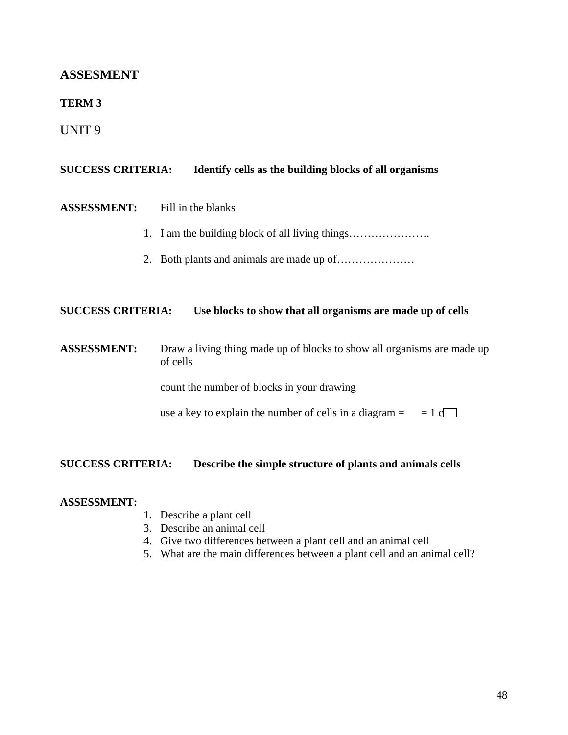## ASSESMENT

**TERM 3**

UNIT 9

**SUCCESS CRITERIA:** **Identify cells as the building blocks of all organisms**

**ASSESSMENT:** Fill in the blanks

1. I am the building block of all living things………………….
2. Both plants and animals are made up of…………………

**SUCCESS CRITERIA:** **Use blocks to show that all organisms are made up of cells**

**ASSESSMENT:** Draw a living thing made up of blocks to show all organisms are made up of cells

count the number of blocks in your drawing

use a key to explain the number of cells in a diagram = = 1 c

**SUCCESS CRITERIA:** **Describe the simple structure of plants and animals cells**

**ASSESSMENT:**

1. Describe a plant cell
3. Describe an animal cell
4. Give two differences between a plant cell and an animal cell
5. What are the main differences between a plant cell and an animal cell?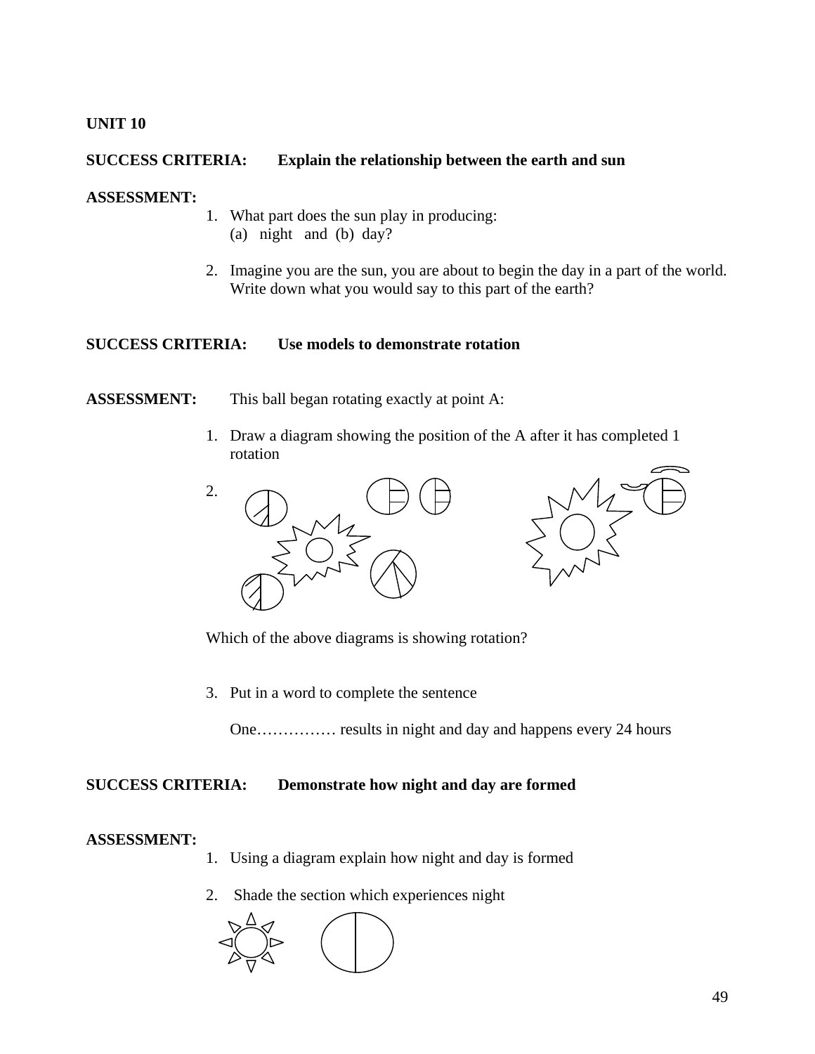**UNIT 10**

**SUCCESS CRITERIA: Explain the relationship between the earth and sun**

**ASSESSMENT:**

1. What part does the sun play in producing:
   (a) night and (b) day?

2. Imagine you are the sun, you are about to begin the day in a part of the world. Write down what you would say to this part of the earth?

**SUCCESS CRITERIA: Use models to demonstrate rotation**

**ASSESSMENT:** This ball began rotating exactly at point A:

1. Draw a diagram showing the position of the A after it has completed 1 rotation

2. 

   Which of the above diagrams is showing rotation?

3. Put in a word to complete the sentence

   One…………… results in night and day and happens every 24 hours

**SUCCESS CRITERIA: Demonstrate how night and day are formed**

**ASSESSMENT:**

1. Using a diagram explain how night and day is formed

2. Shade the section which experiences night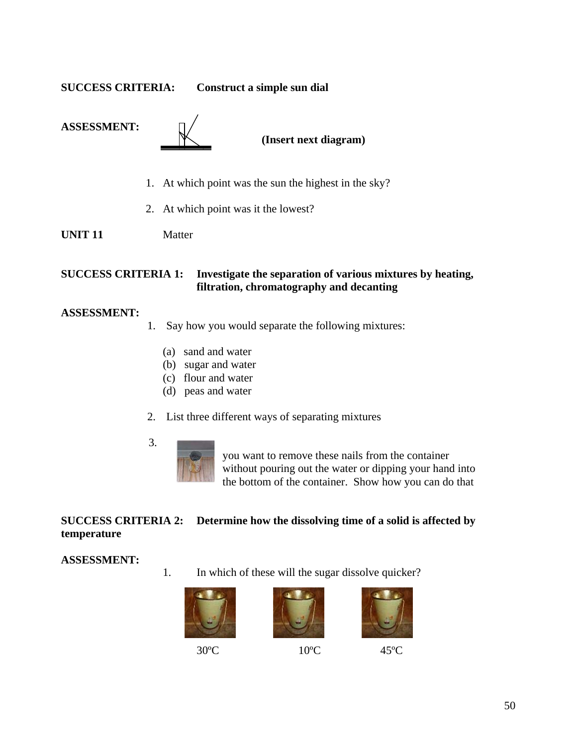**SUCCESS CRITERIA:** **Construct a simple sun dial**

**ASSESSMENT:** **(Insert next diagram)**

1. At which point was the sun the highest in the sky?

2. At which point was it the lowest?

**UNIT 11** Matter

**SUCCESS CRITERIA 1:** **Investigate the separation of various mixtures by heating, filtration, chromatography and decanting**

**ASSESSMENT:**

1. Say how you would separate the following mixtures:

   (a) sand and water
   (b) sugar and water
   (c) flour and water
   (d) peas and water

2. List three different ways of separating mixtures

3. you want to remove these nails from the container without pouring out the water or dipping your hand into the bottom of the container. Show how you can do that

**SUCCESS CRITERIA 2:** **Determine how the dissolving time of a solid is affected by temperature**

**ASSESSMENT:**

1. In which of these will the sugar dissolve quicker?

30ºC 10ºC 45ºC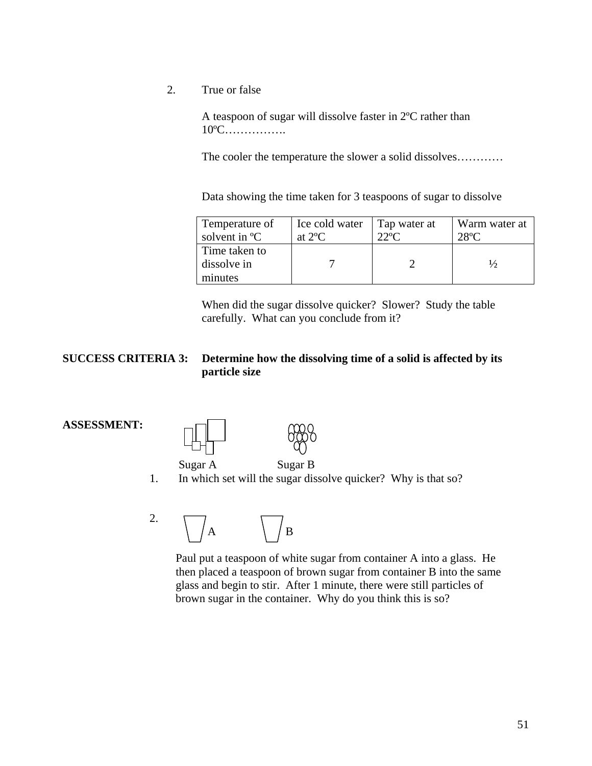2. True or false

   A teaspoon of sugar will dissolve faster in 2ºC rather than 10ºC…………….

   The cooler the temperature the slower a solid dissolves…………

   Data showing the time taken for 3 teaspoons of sugar to dissolve

| Temperature of solvent in ºC | Ice cold water at 2ºC | Tap water at 22ºC | Warm water at 28ºC |
|---|---|---|---|
| Time taken to dissolve in minutes | 7 | 2 | ½ |

   When did the sugar dissolve quicker? Slower? Study the table carefully. What can you conclude from it?

**SUCCESS CRITERIA 3: Determine how the dissolving time of a solid is affected by its particle size**

**ASSESSMENT:**

Sugar A Sugar B

1. In which set will the sugar dissolve quicker? Why is that so?

2. A B

   Paul put a teaspoon of white sugar from container A into a glass. He then placed a teaspoon of brown sugar from container B into the same glass and begin to stir. After 1 minute, there were still particles of brown sugar in the container. Why do you think this is so?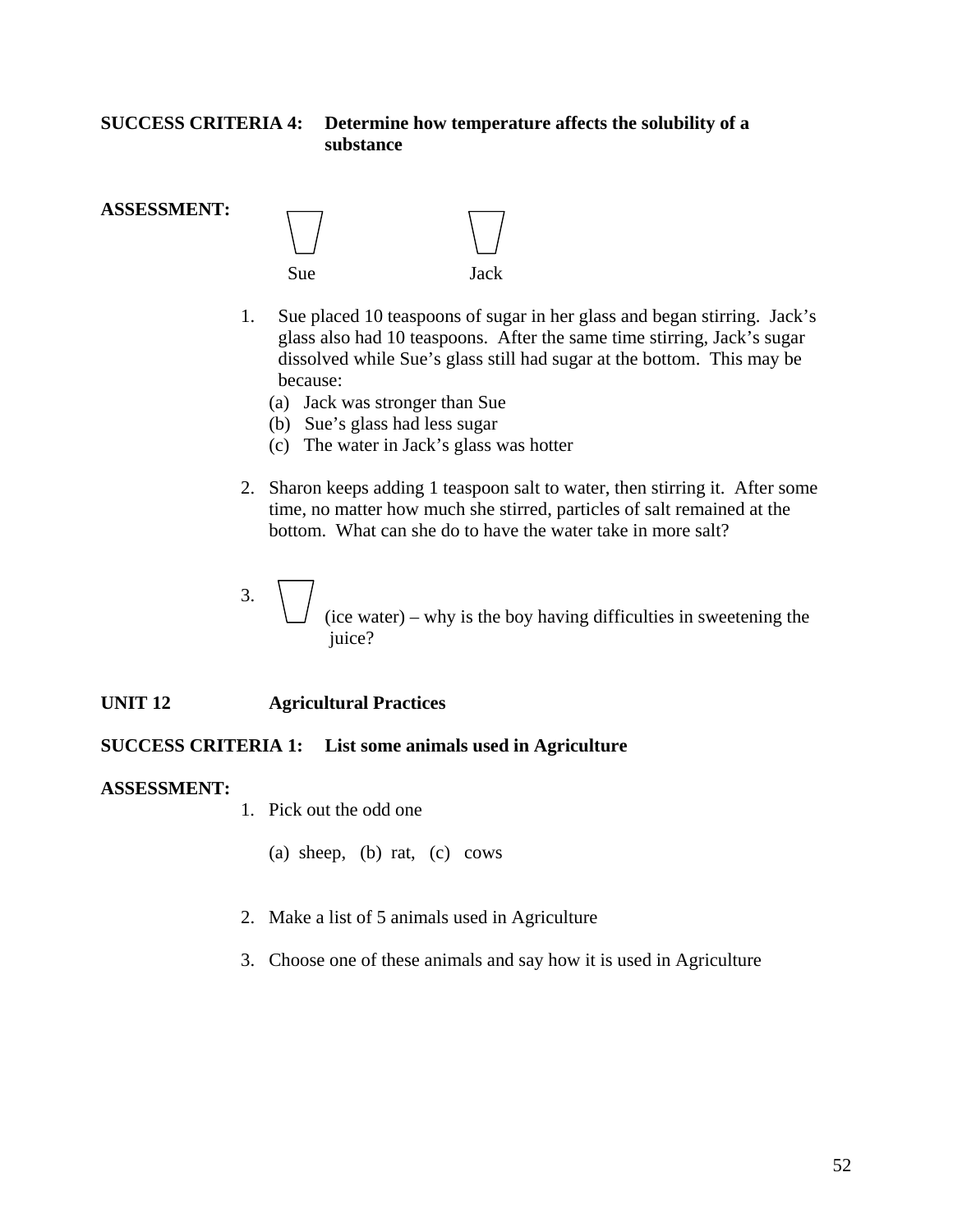**SUCCESS CRITERIA 4: Determine how temperature affects the solubility of a substance**

**ASSESSMENT:**

Sue Jack

1. Sue placed 10 teaspoons of sugar in her glass and began stirring. Jack's glass also had 10 teaspoons. After the same time stirring, Jack's sugar dissolved while Sue's glass still had sugar at the bottom. This may be because:
   (a) Jack was stronger than Sue
   (b) Sue's glass had less sugar
   (c) The water in Jack's glass was hotter

2. Sharon keeps adding 1 teaspoon salt to water, then stirring it. After some time, no matter how much she stirred, particles of salt remained at the bottom. What can she do to have the water take in more salt?

3. (ice water) – why is the boy having difficulties in sweetening the juice?

**UNIT 12 Agricultural Practices**

**SUCCESS CRITERIA 1: List some animals used in Agriculture**

**ASSESSMENT:**

1. Pick out the odd one

   (a) sheep, (b) rat, (c) cows

2. Make a list of 5 animals used in Agriculture

3. Choose one of these animals and say how it is used in Agriculture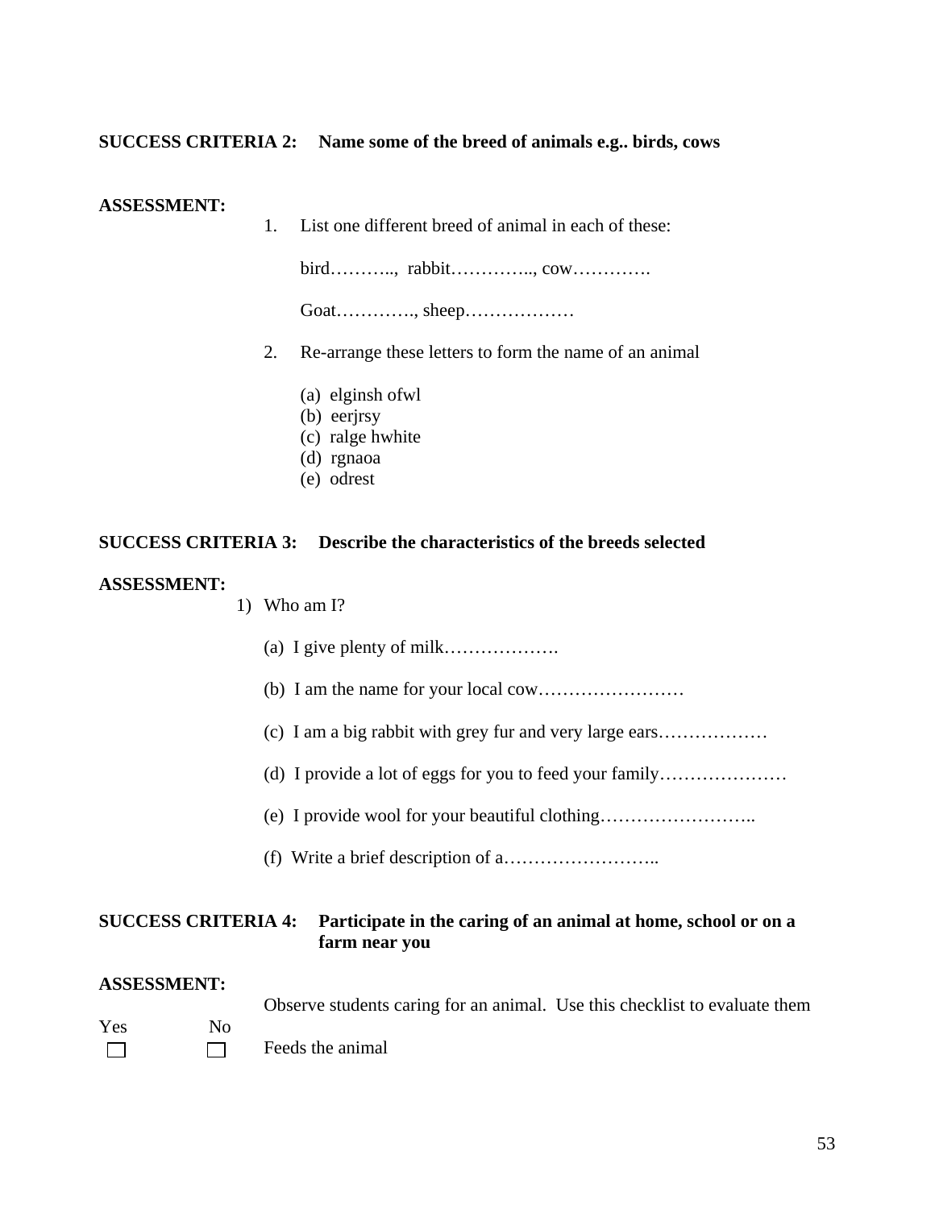**SUCCESS CRITERIA 2: Name some of the breed of animals e.g.. birds, cows**

**ASSESSMENT:**

1. List one different breed of animal in each of these:

   bird……….., rabbit………….., cow………….

   Goat…………., sheep………………

2. Re-arrange these letters to form the name of an animal

   (a) elginsh ofwl
   (b) eerjrsy
   (c) ralge hwhite
   (d) rgnaoa
   (e) odrest

**SUCCESS CRITERIA 3: Describe the characteristics of the breeds selected**

**ASSESSMENT:**

1) Who am I?

   (a) I give plenty of milk……………….

   (b) I am the name for your local cow……………………

   (c) I am a big rabbit with grey fur and very large ears………………

   (d) I provide a lot of eggs for you to feed your family…………………

   (e) I provide wool for your beautiful clothing……………………..

   (f) Write a brief description of a……………………..

**SUCCESS CRITERIA 4: Participate in the caring of an animal at home, school or on a farm near you**

**ASSESSMENT:**

Observe students caring for an animal. Use this checklist to evaluate them

| Yes | No | |
|---|---|---|
| ☐ | ☐ | Feeds the animal |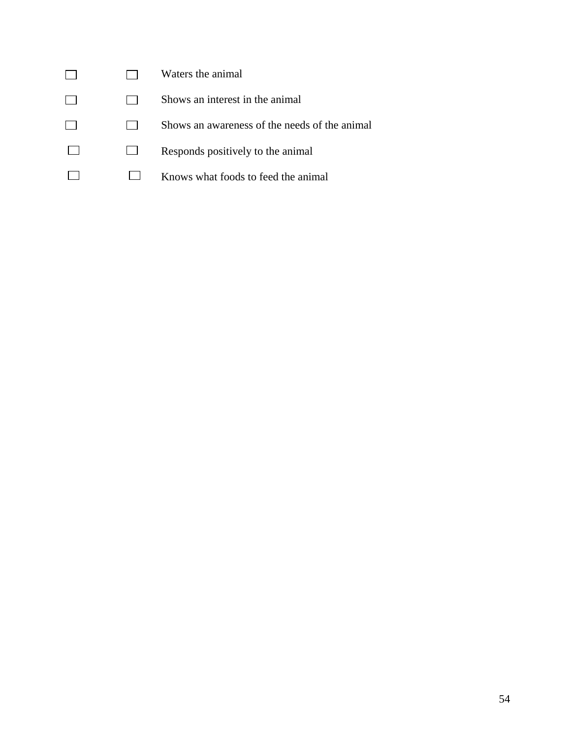☐ ☐ Waters the animal

☐ ☐ Shows an interest in the animal

☐ ☐ Shows an awareness of the needs of the animal

☐ ☐ Responds positively to the animal

☐ ☐ Knows what foods to feed the animal